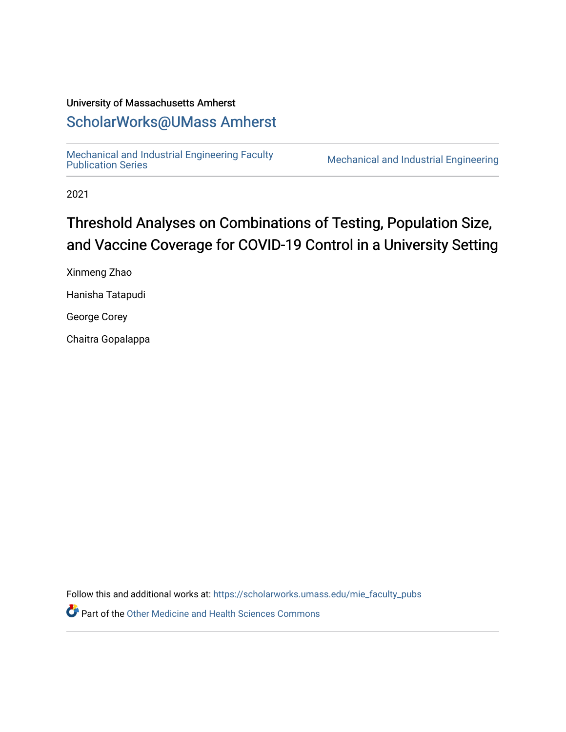University of Massachusetts Amherst

ScholarWorks@UMass Amherst

Mechanical and Industrial Engineering Faculty Publication Series | Mechanical and Industrial Engineering

2021

# Threshold Analyses on Combinations of Testing, Population Size, and Vaccine Coverage for COVID-19 Control in a University Setting

Xinmeng Zhao

Hanisha Tatapudi

George Corey

Chaitra Gopalappa

Follow this and additional works at: https://scholarworks.umass.edu/mie_faculty_pubs

Part of the Other Medicine and Health Sciences Commons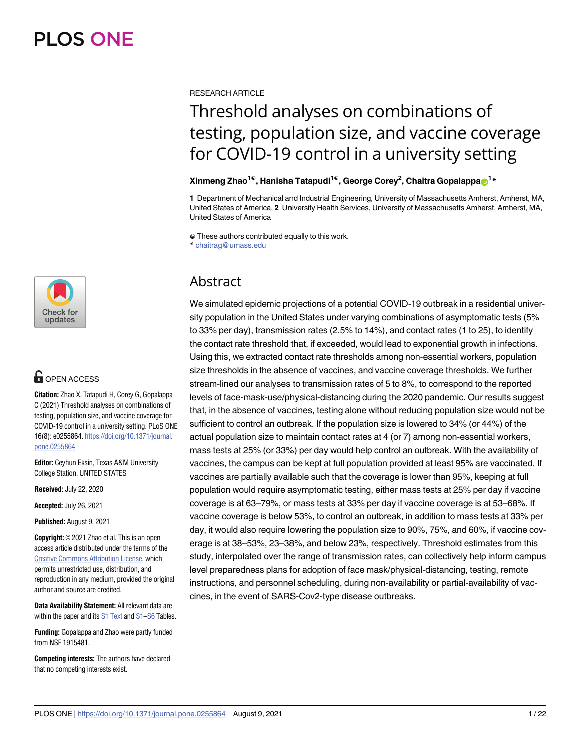RESEARCH ARTICLE

# Threshold analyses on combinations of testing, population size, and vaccine coverage for COVID-19 control in a university setting

**Xinmeng Zhao[1☯], Hanisha Tatapudi[1☯], George Corey[2], Chaitra Gopalappa[1]***

**1** Department of Mechanical and Industrial Engineering, University of Massachusetts Amherst, Amherst, MA, United States of America, **2** University Health Services, University of Massachusetts Amherst, Amherst, MA, United States of America

☯ These authors contributed equally to this work.
\* chaitrag@umass.edu

## Abstract

We simulated epidemic projections of a potential COVID-19 outbreak in a residential university population in the United States under varying combinations of asymptomatic tests (5% to 33% per day), transmission rates (2.5% to 14%), and contact rates (1 to 25), to identify the contact rate threshold that, if exceeded, would lead to exponential growth in infections. Using this, we extracted contact rate thresholds among non-essential workers, population size thresholds in the absence of vaccines, and vaccine coverage thresholds. We further stream-lined our analyses to transmission rates of 5 to 8%, to correspond to the reported levels of face-mask-use/physical-distancing during the 2020 pandemic. Our results suggest that, in the absence of vaccines, testing alone without reducing population size would not be sufficient to control an outbreak. If the population size is lowered to 34% (or 44%) of the actual population size to maintain contact rates at 4 (or 7) among non-essential workers, mass tests at 25% (or 33%) per day would help control an outbreak. With the availability of vaccines, the campus can be kept at full population provided at least 95% are vaccinated. If vaccines are partially available such that the coverage is lower than 95%, keeping at full population would require asymptomatic testing, either mass tests at 25% per day if vaccine coverage is at 63–79%, or mass tests at 33% per day if vaccine coverage is at 53–68%. If vaccine coverage is below 53%, to control an outbreak, in addition to mass tests at 33% per day, it would also require lowering the population size to 90%, 75%, and 60%, if vaccine coverage is at 38–53%, 23–38%, and below 23%, respectively. Threshold estimates from this study, interpolated over the range of transmission rates, can collectively help inform campus level preparedness plans for adoption of face mask/physical-distancing, testing, remote instructions, and personnel scheduling, during non-availability or partial-availability of vaccines, in the event of SARS-Cov2-type disease outbreaks.

OPEN ACCESS

**Citation:** Zhao X, Tatapudi H, Corey G, Gopalappa C (2021) Threshold analyses on combinations of testing, population size, and vaccine coverage for COVID-19 control in a university setting. PLoS ONE 16(8): e0255864. https://doi.org/10.1371/journal.pone.0255864

**Editor:** Ceyhun Eksin, Texas A&M University College Station, UNITED STATES

**Received:** July 22, 2020

**Accepted:** July 26, 2021

**Published:** August 9, 2021

**Copyright:** © 2021 Zhao et al. This is an open access article distributed under the terms of the Creative Commons Attribution License, which permits unrestricted use, distribution, and reproduction in any medium, provided the original author and source are credited.

**Data Availability Statement:** All relevant data are within the paper and its S1 Text and S1–S6 Tables.

**Funding:** Gopalappa and Zhao were partly funded from NSF 1915481.

**Competing interests:** The authors have declared that no competing interests exist.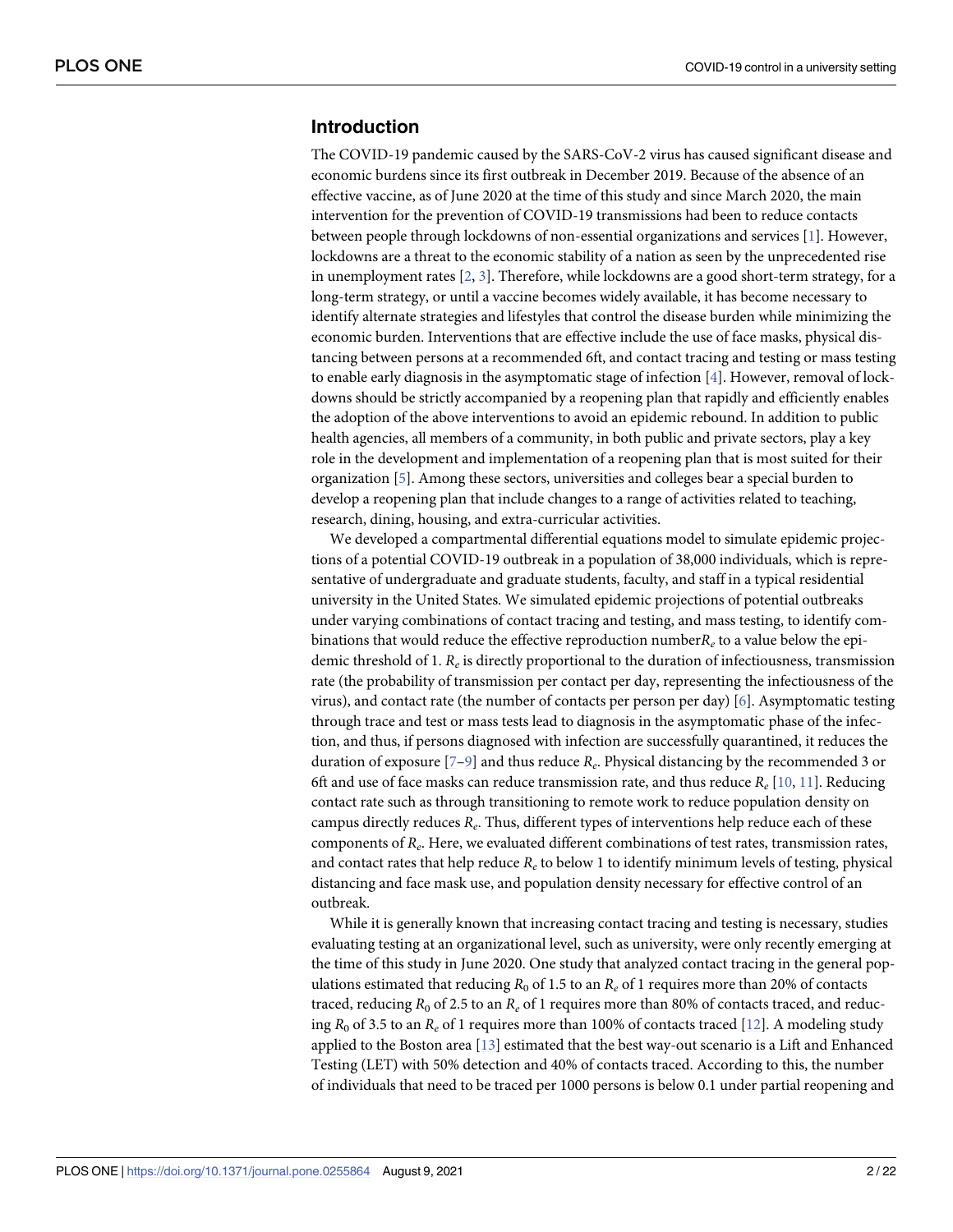## Introduction

The COVID-19 pandemic caused by the SARS-CoV-2 virus has caused significant disease and economic burdens since its first outbreak in December 2019. Because of the absence of an effective vaccine, as of June 2020 at the time of this study and since March 2020, the main intervention for the prevention of COVID-19 transmissions had been to reduce contacts between people through lockdowns of non-essential organizations and services [1]. However, lockdowns are a threat to the economic stability of a nation as seen by the unprecedented rise in unemployment rates [2, 3]. Therefore, while lockdowns are a good short-term strategy, for a long-term strategy, or until a vaccine becomes widely available, it has become necessary to identify alternate strategies and lifestyles that control the disease burden while minimizing the economic burden. Interventions that are effective include the use of face masks, physical distancing between persons at a recommended 6ft, and contact tracing and testing or mass testing to enable early diagnosis in the asymptomatic stage of infection [4]. However, removal of lockdowns should be strictly accompanied by a reopening plan that rapidly and efficiently enables the adoption of the above interventions to avoid an epidemic rebound. In addition to public health agencies, all members of a community, in both public and private sectors, play a key role in the development and implementation of a reopening plan that is most suited for their organization [5]. Among these sectors, universities and colleges bear a special burden to develop a reopening plan that include changes to a range of activities related to teaching, research, dining, housing, and extra-curricular activities.

We developed a compartmental differential equations model to simulate epidemic projections of a potential COVID-19 outbreak in a population of 38,000 individuals, which is representative of undergraduate and graduate students, faculty, and staff in a typical residential university in the United States. We simulated epidemic projections of potential outbreaks under varying combinations of contact tracing and testing, and mass testing, to identify combinations that would reduce the effective reproduction number$R_e$ to a value below the epidemic threshold of 1. $R_e$ is directly proportional to the duration of infectiousness, transmission rate (the probability of transmission per contact per day, representing the infectiousness of the virus), and contact rate (the number of contacts per person per day) [6]. Asymptomatic testing through trace and test or mass tests lead to diagnosis in the asymptomatic phase of the infection, and thus, if persons diagnosed with infection are successfully quarantined, it reduces the duration of exposure [7–9] and thus reduce $R_e$. Physical distancing by the recommended 3 or 6ft and use of face masks can reduce transmission rate, and thus reduce $R_e$ [10, 11]. Reducing contact rate such as through transitioning to remote work to reduce population density on campus directly reduces $R_e$. Thus, different types of interventions help reduce each of these components of $R_e$. Here, we evaluated different combinations of test rates, transmission rates, and contact rates that help reduce $R_e$ to below 1 to identify minimum levels of testing, physical distancing and face mask use, and population density necessary for effective control of an outbreak.

While it is generally known that increasing contact tracing and testing is necessary, studies evaluating testing at an organizational level, such as university, were only recently emerging at the time of this study in June 2020. One study that analyzed contact tracing in the general populations estimated that reducing $R_0$ of 1.5 to an $R_e$ of 1 requires more than 20% of contacts traced, reducing $R_0$ of 2.5 to an $R_e$ of 1 requires more than 80% of contacts traced, and reducing $R_0$ of 3.5 to an $R_e$ of 1 requires more than 100% of contacts traced [12]. A modeling study applied to the Boston area [13] estimated that the best way-out scenario is a Lift and Enhanced Testing (LET) with 50% detection and 40% of contacts traced. According to this, the number of individuals that need to be traced per 1000 persons is below 0.1 under partial reopening and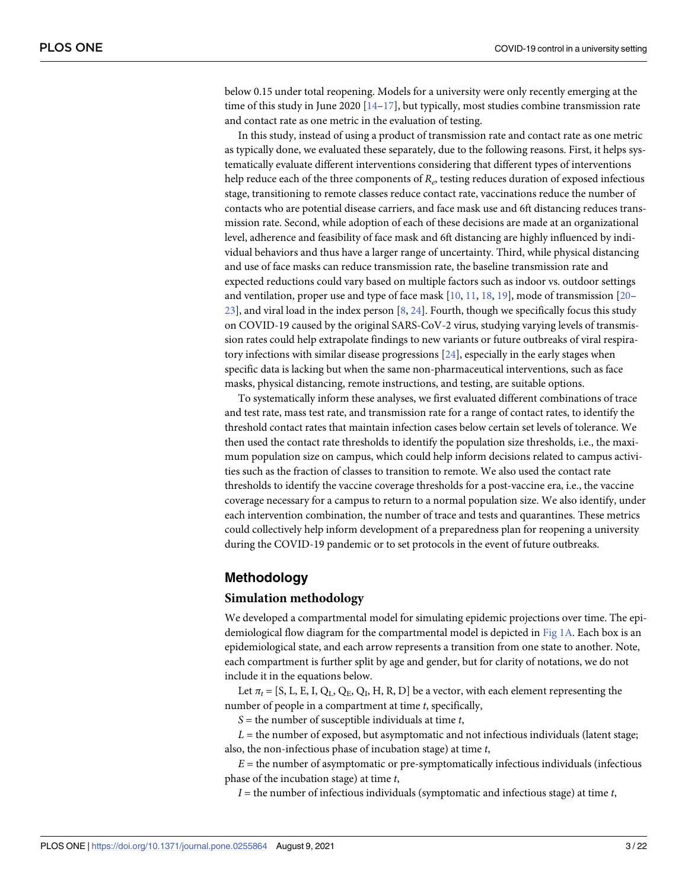below 0.15 under total reopening. Models for a university were only recently emerging at the time of this study in June 2020 [14–17], but typically, most studies combine transmission rate and contact rate as one metric in the evaluation of testing.

In this study, instead of using a product of transmission rate and contact rate as one metric as typically done, we evaluated these separately, due to the following reasons. First, it helps systematically evaluate different interventions considering that different types of interventions help reduce each of the three components of $R_e$, testing reduces duration of exposed infectious stage, transitioning to remote classes reduce contact rate, vaccinations reduce the number of contacts who are potential disease carriers, and face mask use and 6ft distancing reduces transmission rate. Second, while adoption of each of these decisions are made at an organizational level, adherence and feasibility of face mask and 6ft distancing are highly influenced by individual behaviors and thus have a larger range of uncertainty. Third, while physical distancing and use of face masks can reduce transmission rate, the baseline transmission rate and expected reductions could vary based on multiple factors such as indoor vs. outdoor settings and ventilation, proper use and type of face mask [10, 11, 18, 19], mode of transmission [20–23], and viral load in the index person [8, 24]. Fourth, though we specifically focus this study on COVID-19 caused by the original SARS-CoV-2 virus, studying varying levels of transmission rates could help extrapolate findings to new variants or future outbreaks of viral respiratory infections with similar disease progressions [24], especially in the early stages when specific data is lacking but when the same non-pharmaceutical interventions, such as face masks, physical distancing, remote instructions, and testing, are suitable options.

To systematically inform these analyses, we first evaluated different combinations of trace and test rate, mass test rate, and transmission rate for a range of contact rates, to identify the threshold contact rates that maintain infection cases below certain set levels of tolerance. We then used the contact rate thresholds to identify the population size thresholds, i.e., the maximum population size on campus, which could help inform decisions related to campus activities such as the fraction of classes to transition to remote. We also used the contact rate thresholds to identify the vaccine coverage thresholds for a post-vaccine era, i.e., the vaccine coverage necessary for a campus to return to a normal population size. We also identify, under each intervention combination, the number of trace and tests and quarantines. These metrics could collectively help inform development of a preparedness plan for reopening a university during the COVID-19 pandemic or to set protocols in the event of future outbreaks.

## Methodology

### Simulation methodology

We developed a compartmental model for simulating epidemic projections over time. The epidemiological flow diagram for the compartmental model is depicted in Fig 1A. Each box is an epidemiological state, and each arrow represents a transition from one state to another. Note, each compartment is further split by age and gender, but for clarity of notations, we do not include it in the equations below.

Let $\pi_t = [S, L, E, I, Q_L, Q_E, Q_I, H, R, D]$ be a vector, with each element representing the number of people in a compartment at time $t$, specifically,

$S$ = the number of susceptible individuals at time $t$,

$L$ = the number of exposed, but asymptomatic and not infectious individuals (latent stage; also, the non-infectious phase of incubation stage) at time $t$,

$E$ = the number of asymptomatic or pre-symptomatically infectious individuals (infectious phase of the incubation stage) at time $t$,

$I$ = the number of infectious individuals (symptomatic and infectious stage) at time $t$,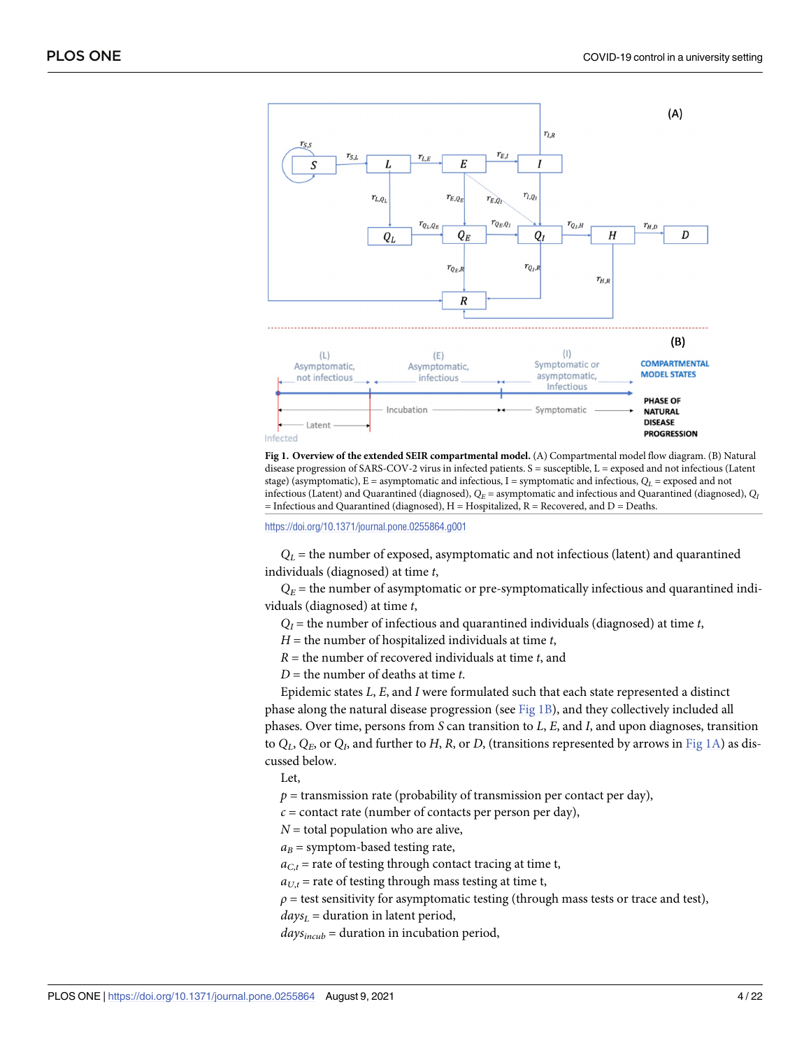**Fig 1. Overview of the extended SEIR compartmental model.** (A) Compartmental model flow diagram. (B) Natural disease progression of SARS-COV-2 virus in infected patients. S = susceptible, L = exposed and not infectious (Latent stage) (asymptomatic), E = asymptomatic and infectious, I = symptomatic and infectious, $Q_L$ = exposed and not infectious (Latent) and Quarantined (diagnosed), $Q_E$ = asymptomatic and infectious and Quarantined (diagnosed), $Q_I$ = Infectious and Quarantined (diagnosed), H = Hospitalized, R = Recovered, and D = Deaths.

https://doi.org/10.1371/journal.pone.0255864.g001

$Q_L$ = the number of exposed, asymptomatic and not infectious (latent) and quarantined individuals (diagnosed) at time $t$,

$Q_E$ = the number of asymptomatic or pre-symptomatically infectious and quarantined individuals (diagnosed) at time $t$,

$Q_I$ = the number of infectious and quarantined individuals (diagnosed) at time $t$,

$H$ = the number of hospitalized individuals at time $t$,

$R$ = the number of recovered individuals at time $t$, and

$D$ = the number of deaths at time $t$.

Epidemic states $L$, $E$, and $I$ were formulated such that each state represented a distinct phase along the natural disease progression (see Fig 1B), and they collectively included all phases. Over time, persons from $S$ can transition to $L$, $E$, and $I$, and upon diagnoses, transition to $Q_L$, $Q_E$, or $Q_I$, and further to $H$, $R$, or $D$, (transitions represented by arrows in Fig 1A) as discussed below.

Let,

$p$ = transmission rate (probability of transmission per contact per day),

$c$ = contact rate (number of contacts per person per day),

$N$ = total population who are alive,

$a_B$ = symptom-based testing rate,

$a_{C,t}$ = rate of testing through contact tracing at time t,

$a_{U,t}$ = rate of testing through mass testing at time t,

$\rho$ = test sensitivity for asymptomatic testing (through mass tests or trace and test),

$days_L$ = duration in latent period,

$days_{incub}$ = duration in incubation period,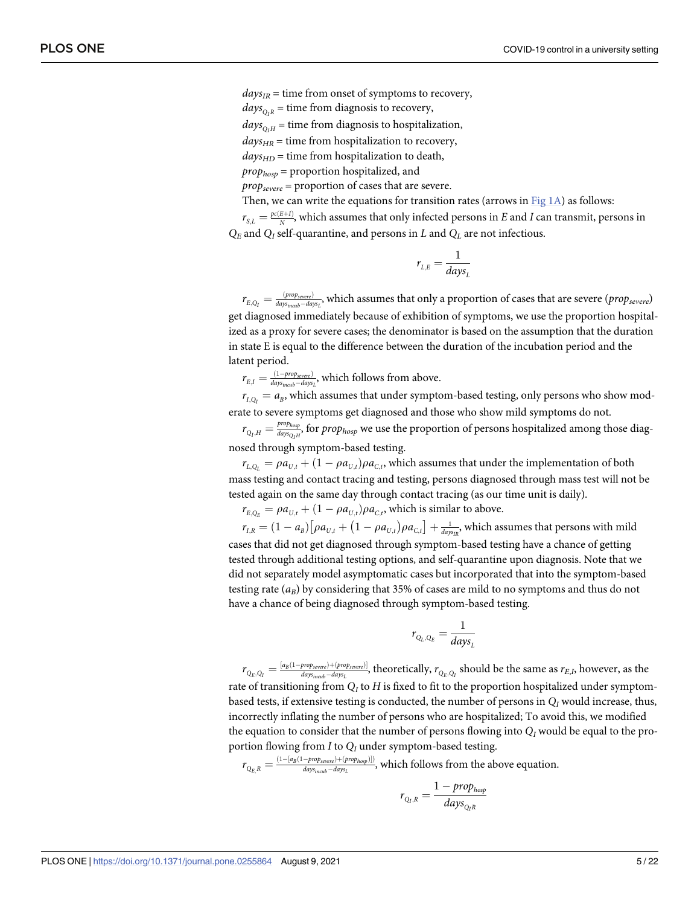$days_{IR}$ = time from onset of symptoms to recovery,

$days_{Q_IR}$ = time from diagnosis to recovery,

$days_{Q_IH}$ = time from diagnosis to hospitalization,

$days_{HR}$ = time from hospitalization to recovery,

$days_{HD}$ = time from hospitalization to death,

$prop_{hosp}$ = proportion hospitalized, and

$prop_{severe}$ = proportion of cases that are severe.

Then, we can write the equations for transition rates (arrows in Fig 1A) as follows:

$r_{S,L} = \frac{pc(E+I)}{N}$, which assumes that only infected persons in $E$ and $I$ can transmit, persons in $Q_E$ and $Q_I$ self-quarantine, and persons in $L$ and $Q_L$ are not infectious.

$$r_{L,E} = \frac{1}{days_L}$$

$r_{E,Q_I} = \frac{(prop_{severe})}{days_{incub} - days_L}$, which assumes that only a proportion of cases that are severe ($prop_{severe}$) get diagnosed immediately because of exhibition of symptoms, we use the proportion hospitalized as a proxy for severe cases; the denominator is based on the assumption that the duration in state E is equal to the difference between the duration of the incubation period and the latent period.

$r_{E,I} = \frac{(1-prop_{severe})}{days_{incub} - days_L}$, which follows from above.

$r_{I,Q_I} = a_B$, which assumes that under symptom-based testing, only persons who show moderate to severe symptoms get diagnosed and those who show mild symptoms do not.

$r_{Q_I,H} = \frac{prop_{hosp}}{days_{Q_IH}}$, for $prop_{hosp}$ we use the proportion of persons hospitalized among those diagnosed through symptom-based testing.

$r_{L,Q_L} = \rho a_{U,t} + (1 - \rho a_{U,t})\rho a_{C,t}$, which assumes that under the implementation of both mass testing and contact tracing and testing, persons diagnosed through mass test will not be tested again on the same day through contact tracing (as our time unit is daily).

$r_{E,Q_E} = \rho a_{U,t} + (1 - \rho a_{U,t})\rho a_{C,t}$, which is similar to above.

$r_{I,R} = (1 - a_B)\left[\rho a_{U,t} + \left(1 - \rho a_{U,t}\right)\rho a_{C,t}\right] + \frac{1}{days_{IR}}$, which assumes that persons with mild cases that did not get diagnosed through symptom-based testing have a chance of getting tested through additional testing options, and self-quarantine upon diagnosis. Note that we did not separately model asymptomatic cases but incorporated that into the symptom-based testing rate ($a_B$) by considering that 35% of cases are mild to no symptoms and thus do not have a chance of being diagnosed through symptom-based testing.

$$r_{Q_L,Q_E} = \frac{1}{days_L}$$

$r_{Q_E,Q_I} = \frac{[a_B(1-prop_{severe})+(prop_{severe})]}{days_{incub} - days_L}$, theoretically, $r_{Q_E,Q_I}$ should be the same as $r_{E,I}$, however, as the rate of transitioning from $Q_I$ to $H$ is fixed to fit to the proportion hospitalized under symptom-based tests, if extensive testing is conducted, the number of persons in $Q_I$ would increase, thus, incorrectly inflating the number of persons who are hospitalized; To avoid this, we modified the equation to consider that the number of persons flowing into $Q_I$ would be equal to the proportion flowing from $I$ to $Q_I$ under symptom-based testing.

$r_{Q_E,R} = \frac{(1-[a_B(1-prop_{severe})+(prop_{hosp})])}{days_{incub} - days_L}$, which follows from the above equation.

$$r_{Q_I,R} = \frac{1 - prop_{hosp}}{days_{Q_IR}}$$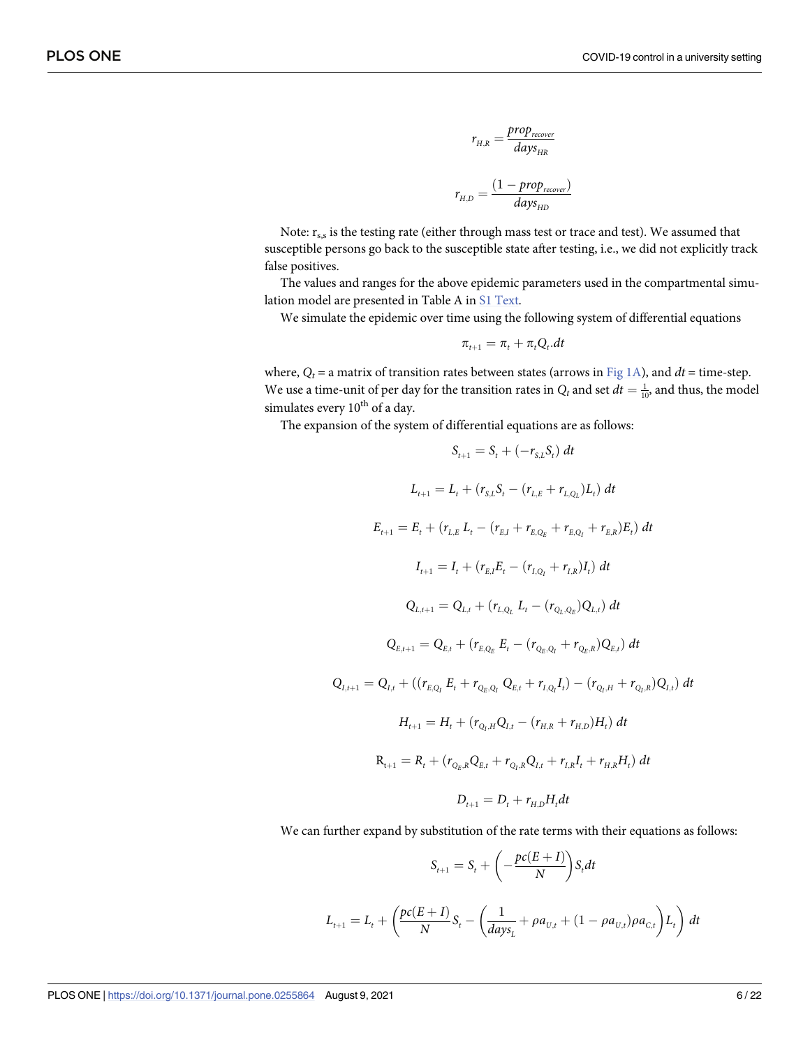$$r_{H,R} = \frac{prop_{recover}}{days_{HR}}$$

$$r_{H,D} = \frac{(1 - prop_{recover})}{days_{HD}}$$

Note: $r_{s,s}$ is the testing rate (either through mass test or trace and test). We assumed that susceptible persons go back to the susceptible state after testing, i.e., we did not explicitly track false positives.

The values and ranges for the above epidemic parameters used in the compartmental simulation model are presented in Table A in S1 Text.

We simulate the epidemic over time using the following system of differential equations

$$\pi_{t+1} = \pi_t + \pi_t Q_t . dt$$

where, $Q_t$ = a matrix of transition rates between states (arrows in Fig 1A), and $dt$ = time-step. We use a time-unit of per day for the transition rates in $Q_t$ and set $dt = \frac{1}{10}$, and thus, the model simulates every 10th of a day.

The expansion of the system of differential equations are as follows:

$$S_{t+1} = S_t + (-r_{S,L} S_t)\ dt$$

$$L_{t+1} = L_t + (r_{S,L} S_t - (r_{L,E} + r_{L,Q_L}) L_t)\ dt$$

$$E_{t+1} = E_t + (r_{L,E}\ L_t - (r_{E,I} + r_{E,Q_E} + r_{E,Q_I} + r_{E,R}) E_t)\ dt$$

$$I_{t+1} = I_t + (r_{E,I} E_t - (r_{I,Q_I} + r_{I,R}) I_t)\ dt$$

$$Q_{L,t+1} = Q_{L,t} + (r_{L,Q_L}\ L_t - (r_{Q_L,Q_E}) Q_{L,t})\ dt$$

$$Q_{E,t+1} = Q_{E,t} + (r_{E,Q_E}\ E_t - (r_{Q_E,Q_I} + r_{Q_E,R}) Q_{E,t})\ dt$$

$$Q_{I,t+1} = Q_{I,t} + ((r_{E,Q_I}\ E_t + r_{Q_E,Q_I}\ Q_{E,t} + r_{I,Q_I} I_t) - (r_{Q_I,H} + r_{Q_I,R}) Q_{I,t})\ dt$$

$$H_{t+1} = H_t + (r_{Q_I,H} Q_{I,t} - (r_{H,R} + r_{H,D}) H_t)\ dt$$

$$R_{t+1} = R_t + (r_{Q_E,R} Q_{E,t} + r_{Q_I,R} Q_{I,t} + r_{I,R} I_t + r_{H,R} H_t)\ dt$$

$$D_{t+1} = D_t + r_{H,D} H_t dt$$

We can further expand by substitution of the rate terms with their equations as follows:

$$S_{t+1} = S_t + \left(-\frac{pc(E+I)}{N}\right) S_t dt$$

$$L_{t+1} = L_t + \left(\frac{pc(E+I)}{N} S_t - \left(\frac{1}{days_L} + \rho a_{U,t} + (1 - \rho a_{U,t}) \rho a_{C,t}\right) L_t\right)\ dt$$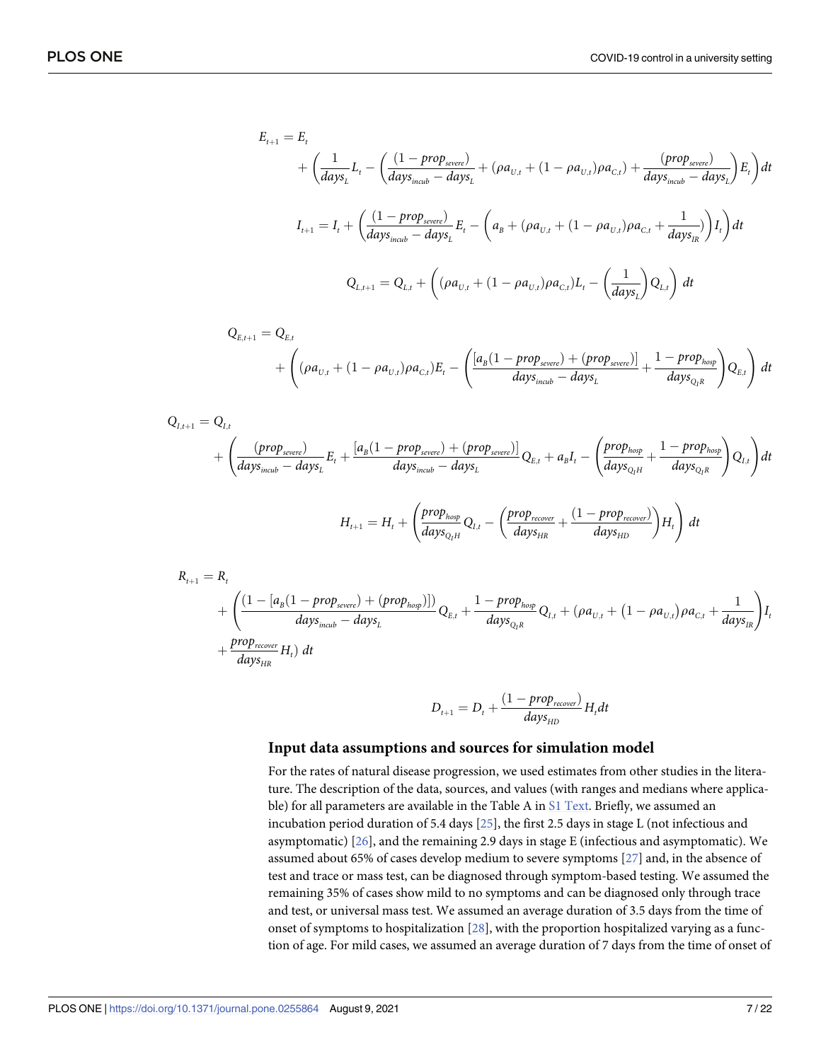$$E_{t+1} = E_t + \left(\frac{1}{days_L}L_t - \left(\frac{(1 - prop_{severe})}{days_{incub} - days_L} + (\rho a_{U,t} + (1 - \rho a_{U,t})\rho a_{C,t}) + \frac{(prop_{severe})}{days_{incub} - days_L}\right)E_t\right)dt$$

$$I_{t+1} = I_t + \left(\frac{(1 - prop_{severe})}{days_{incub} - days_L}E_t - \left(a_B + (\rho a_{U,t} + (1 - \rho a_{U,t})\rho a_{C,t} + \frac{1}{days_{IR}})\right)I_t\right)dt$$

$$Q_{L,t+1} = Q_{L,t} + \left((\rho a_{U,t} + (1 - \rho a_{U,t})\rho a_{C,t})L_t - \left(\frac{1}{days_L}\right)Q_{L,t}\right)\,dt$$

$$Q_{E,t+1} = Q_{E,t} + \left((\rho a_{U,t} + (1 - \rho a_{U,t})\rho a_{C,t})E_t - \left(\frac{[a_B(1 - prop_{severe}) + (prop_{severe})]}{days_{incub} - days_L} + \frac{1 - prop_{hosp}}{days_{Q_IR}}\right)Q_{E,t}\right)\,dt$$

$$Q_{I,t+1} = Q_{I,t} + \left(\frac{(prop_{severe})}{days_{incub} - days_L}E_t + \frac{[a_B(1 - prop_{severe}) + (prop_{severe})]}{days_{incub} - days_L}Q_{E,t} + a_B I_t - \left(\frac{prop_{hosp}}{days_{Q_IH}} + \frac{1 - prop_{hosp}}{days_{Q_IR}}\right)Q_{I,t}\right)dt$$

$$H_{t+1} = H_t + \left(\frac{prop_{hosp}}{days_{Q_IH}}Q_{I,t} - \left(\frac{prop_{recover}}{days_{HR}} + \frac{(1 - prop_{recover})}{days_{HD}}\right)H_t\right)\,dt$$

$$R_{t+1} = R_t + \left(\frac{(1 - [a_B(1 - prop_{severe}) + (prop_{hosp})])}{days_{incub} - days_L}Q_{E,t} + \frac{1 - prop_{hosp}}{days_{Q_IR}}Q_{I,t} + (\rho a_{U,t} + (1 - \rho a_{U,t})\rho a_{C,t} + \frac{1}{days_{IR}}\right)I_t + \frac{prop_{recover}}{days_{HR}}H_t)\,dt$$

$$D_{t+1} = D_t + \frac{(1 - prop_{recover})}{days_{HD}}H_t dt$$

## Input data assumptions and sources for simulation model

For the rates of natural disease progression, we used estimates from other studies in the literature. The description of the data, sources, and values (with ranges and medians where applicable) for all parameters are available in the Table A in S1 Text. Briefly, we assumed an incubation period duration of 5.4 days [25], the first 2.5 days in stage L (not infectious and asymptomatic) [26], and the remaining 2.9 days in stage E (infectious and asymptomatic). We assumed about 65% of cases develop medium to severe symptoms [27] and, in the absence of test and trace or mass test, can be diagnosed through symptom-based testing. We assumed the remaining 35% of cases show mild to no symptoms and can be diagnosed only through trace and test, or universal mass test. We assumed an average duration of 3.5 days from the time of onset of symptoms to hospitalization [28], with the proportion hospitalized varying as a function of age. For mild cases, we assumed an average duration of 7 days from the time of onset of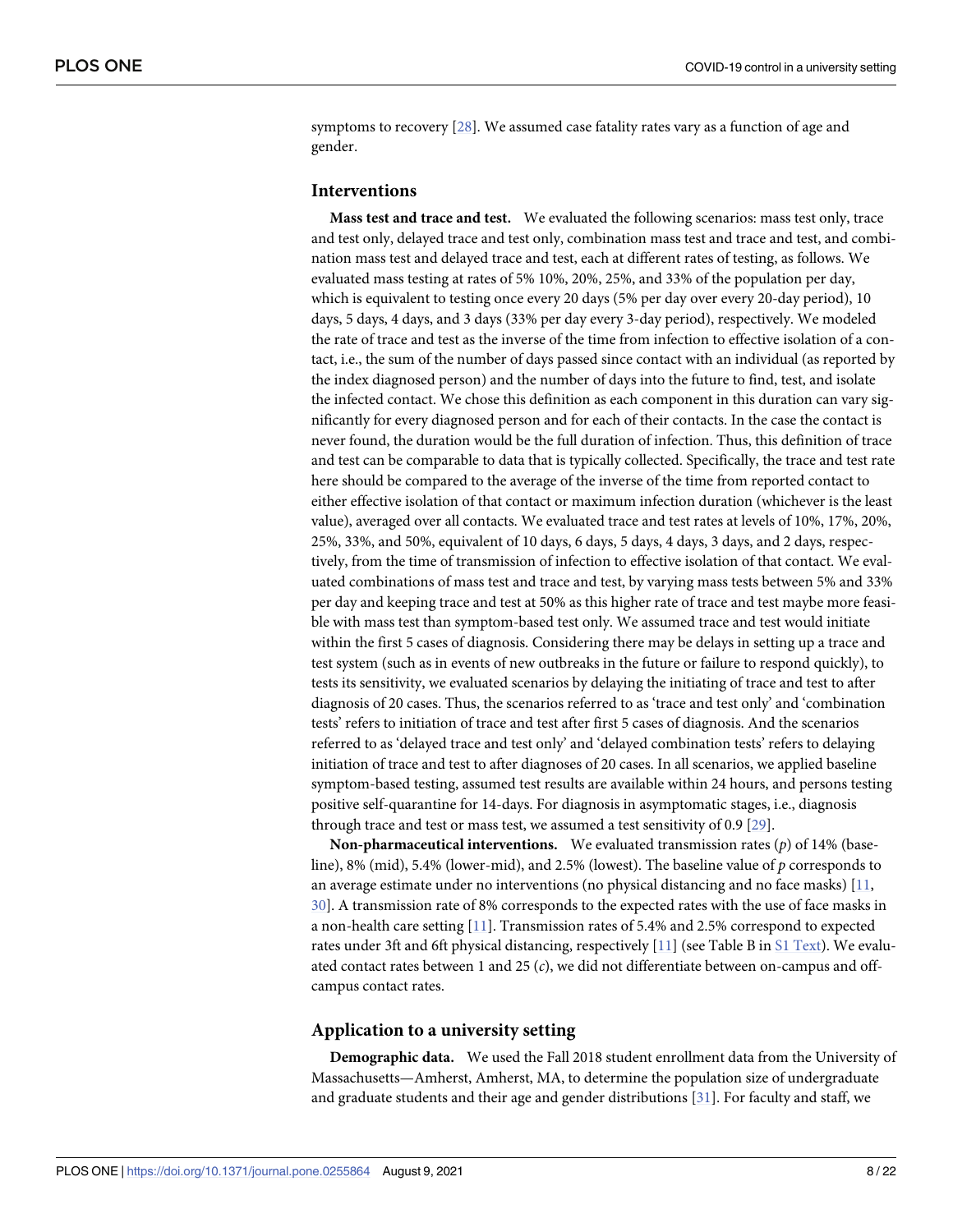symptoms to recovery [28]. We assumed case fatality rates vary as a function of age and gender.

## Interventions

**Mass test and trace and test.** We evaluated the following scenarios: mass test only, trace and test only, delayed trace and test only, combination mass test and trace and test, and combination mass test and delayed trace and test, each at different rates of testing, as follows. We evaluated mass testing at rates of 5% 10%, 20%, 25%, and 33% of the population per day, which is equivalent to testing once every 20 days (5% per day over every 20-day period), 10 days, 5 days, 4 days, and 3 days (33% per day every 3-day period), respectively. We modeled the rate of trace and test as the inverse of the time from infection to effective isolation of a contact, i.e., the sum of the number of days passed since contact with an individual (as reported by the index diagnosed person) and the number of days into the future to find, test, and isolate the infected contact. We chose this definition as each component in this duration can vary significantly for every diagnosed person and for each of their contacts. In the case the contact is never found, the duration would be the full duration of infection. Thus, this definition of trace and test can be comparable to data that is typically collected. Specifically, the trace and test rate here should be compared to the average of the inverse of the time from reported contact to either effective isolation of that contact or maximum infection duration (whichever is the least value), averaged over all contacts. We evaluated trace and test rates at levels of 10%, 17%, 20%, 25%, 33%, and 50%, equivalent of 10 days, 6 days, 5 days, 4 days, 3 days, and 2 days, respectively, from the time of transmission of infection to effective isolation of that contact. We evaluated combinations of mass test and trace and test, by varying mass tests between 5% and 33% per day and keeping trace and test at 50% as this higher rate of trace and test maybe more feasible with mass test than symptom-based test only. We assumed trace and test would initiate within the first 5 cases of diagnosis. Considering there may be delays in setting up a trace and test system (such as in events of new outbreaks in the future or failure to respond quickly), to tests its sensitivity, we evaluated scenarios by delaying the initiating of trace and test to after diagnosis of 20 cases. Thus, the scenarios referred to as 'trace and test only' and 'combination tests' refers to initiation of trace and test after first 5 cases of diagnosis. And the scenarios referred to as 'delayed trace and test only' and 'delayed combination tests' refers to delaying initiation of trace and test to after diagnoses of 20 cases. In all scenarios, we applied baseline symptom-based testing, assumed test results are available within 24 hours, and persons testing positive self-quarantine for 14-days. For diagnosis in asymptomatic stages, i.e., diagnosis through trace and test or mass test, we assumed a test sensitivity of 0.9 [29].

**Non-pharmaceutical interventions.** We evaluated transmission rates ($p$) of 14% (baseline), 8% (mid), 5.4% (lower-mid), and 2.5% (lowest). The baseline value of $p$ corresponds to an average estimate under no interventions (no physical distancing and no face masks) [11, 30]. A transmission rate of 8% corresponds to the expected rates with the use of face masks in a non-health care setting [11]. Transmission rates of 5.4% and 2.5% correspond to expected rates under 3ft and 6ft physical distancing, respectively [11] (see Table B in S1 Text). We evaluated contact rates between 1 and 25 ($c$), we did not differentiate between on-campus and off-campus contact rates.

## Application to a university setting

**Demographic data.** We used the Fall 2018 student enrollment data from the University of Massachusetts—Amherst, Amherst, MA, to determine the population size of undergraduate and graduate students and their age and gender distributions [31]. For faculty and staff, we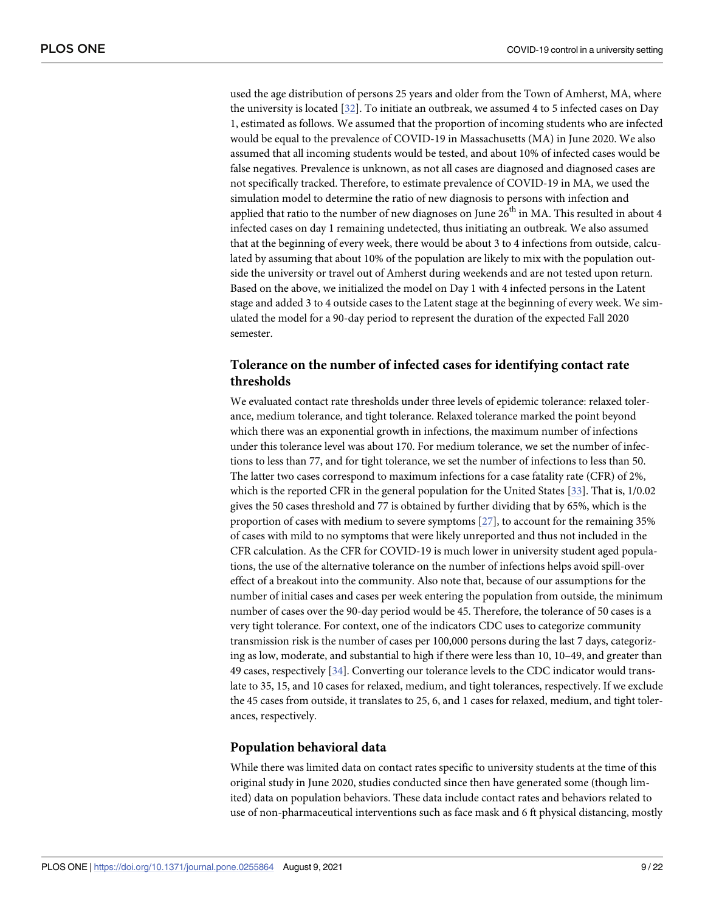used the age distribution of persons 25 years and older from the Town of Amherst, MA, where the university is located [32]. To initiate an outbreak, we assumed 4 to 5 infected cases on Day 1, estimated as follows. We assumed that the proportion of incoming students who are infected would be equal to the prevalence of COVID-19 in Massachusetts (MA) in June 2020. We also assumed that all incoming students would be tested, and about 10% of infected cases would be false negatives. Prevalence is unknown, as not all cases are diagnosed and diagnosed cases are not specifically tracked. Therefore, to estimate prevalence of COVID-19 in MA, we used the simulation model to determine the ratio of new diagnosis to persons with infection and applied that ratio to the number of new diagnoses on June 26$^{th}$ in MA. This resulted in about 4 infected cases on day 1 remaining undetected, thus initiating an outbreak. We also assumed that at the beginning of every week, there would be about 3 to 4 infections from outside, calculated by assuming that about 10% of the population are likely to mix with the population outside the university or travel out of Amherst during weekends and are not tested upon return. Based on the above, we initialized the model on Day 1 with 4 infected persons in the Latent stage and added 3 to 4 outside cases to the Latent stage at the beginning of every week. We simulated the model for a 90-day period to represent the duration of the expected Fall 2020 semester.

## Tolerance on the number of infected cases for identifying contact rate thresholds

We evaluated contact rate thresholds under three levels of epidemic tolerance: relaxed tolerance, medium tolerance, and tight tolerance. Relaxed tolerance marked the point beyond which there was an exponential growth in infections, the maximum number of infections under this tolerance level was about 170. For medium tolerance, we set the number of infections to less than 77, and for tight tolerance, we set the number of infections to less than 50. The latter two cases correspond to maximum infections for a case fatality rate (CFR) of 2%, which is the reported CFR in the general population for the United States [33]. That is, 1/0.02 gives the 50 cases threshold and 77 is obtained by further dividing that by 65%, which is the proportion of cases with medium to severe symptoms [27], to account for the remaining 35% of cases with mild to no symptoms that were likely unreported and thus not included in the CFR calculation. As the CFR for COVID-19 is much lower in university student aged populations, the use of the alternative tolerance on the number of infections helps avoid spill-over effect of a breakout into the community. Also note that, because of our assumptions for the number of initial cases and cases per week entering the population from outside, the minimum number of cases over the 90-day period would be 45. Therefore, the tolerance of 50 cases is a very tight tolerance. For context, one of the indicators CDC uses to categorize community transmission risk is the number of cases per 100,000 persons during the last 7 days, categorizing as low, moderate, and substantial to high if there were less than 10, 10–49, and greater than 49 cases, respectively [34]. Converting our tolerance levels to the CDC indicator would translate to 35, 15, and 10 cases for relaxed, medium, and tight tolerances, respectively. If we exclude the 45 cases from outside, it translates to 25, 6, and 1 cases for relaxed, medium, and tight tolerances, respectively.

## Population behavioral data

While there was limited data on contact rates specific to university students at the time of this original study in June 2020, studies conducted since then have generated some (though limited) data on population behaviors. These data include contact rates and behaviors related to use of non-pharmaceutical interventions such as face mask and 6 ft physical distancing, mostly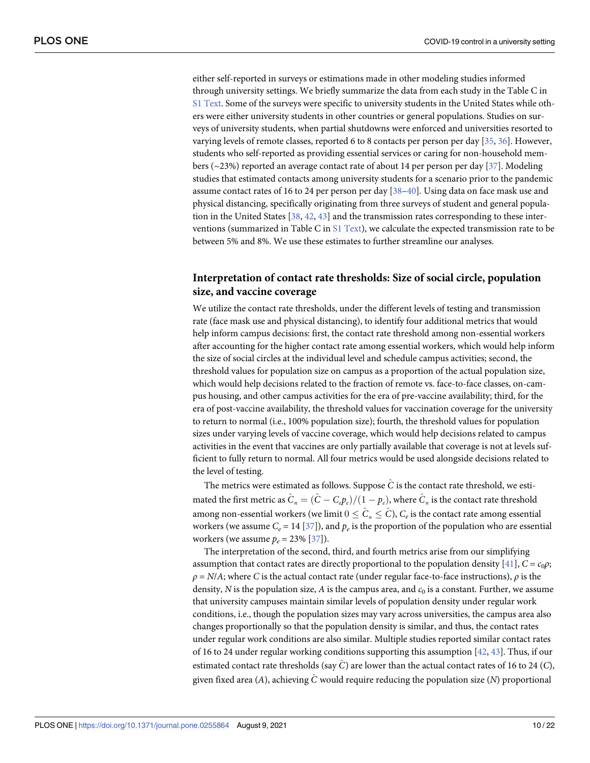either self-reported in surveys or estimations made in other modeling studies informed through university settings. We briefly summarize the data from each study in the Table C in S1 Text. Some of the surveys were specific to university students in the United States while others were either university students in other countries or general populations. Studies on surveys of university students, when partial shutdowns were enforced and universities resorted to varying levels of remote classes, reported 6 to 8 contacts per person per day [35, 36]. However, students who self-reported as providing essential services or caring for non-household members (~23%) reported an average contact rate of about 14 per person per day [37]. Modeling studies that estimated contacts among university students for a scenario prior to the pandemic assume contact rates of 16 to 24 per person per day [38–40]. Using data on face mask use and physical distancing, specifically originating from three surveys of student and general population in the United States [38, 42, 43] and the transmission rates corresponding to these interventions (summarized in Table C in S1 Text), we calculate the expected transmission rate to be between 5% and 8%. We use these estimates to further streamline our analyses.

## Interpretation of contact rate thresholds: Size of social circle, population size, and vaccine coverage

We utilize the contact rate thresholds, under the different levels of testing and transmission rate (face mask use and physical distancing), to identify four additional metrics that would help inform campus decisions: first, the contact rate threshold among non-essential workers after accounting for the higher contact rate among essential workers, which would help inform the size of social circles at the individual level and schedule campus activities; second, the threshold values for population size on campus as a proportion of the actual population size, which would help decisions related to the fraction of remote vs. face-to-face classes, on-campus housing, and other campus activities for the era of pre-vaccine availability; third, for the era of post-vaccine availability, the threshold values for vaccination coverage for the university to return to normal (i.e., 100% population size); fourth, the threshold values for population sizes under varying levels of vaccine coverage, which would help decisions related to campus activities in the event that vaccines are only partially available that coverage is not at levels sufficient to fully return to normal. All four metrics would be used alongside decisions related to the level of testing.

The metrics were estimated as follows. Suppose $\hat{C}$ is the contact rate threshold, we estimated the first metric as $\hat{C}_n = (\hat{C} - C_e p_e)/(1 - p_e)$, where $\hat{C}_n$ is the contact rate threshold among non-essential workers (we limit $0 \leq \hat{C}_n \leq \hat{C}$), $C_e$ is the contact rate among essential workers (we assume $C_e = 14$ [37]), and $p_e$ is the proportion of the population who are essential workers (we assume $p_e = 23\%$ [37]).

The interpretation of the second, third, and fourth metrics arise from our simplifying assumption that contact rates are directly proportional to the population density [41], $C = c_0\rho$; $\rho = N/A$; where $C$ is the actual contact rate (under regular face-to-face instructions), $\rho$ is the density, $N$ is the population size, $A$ is the campus area, and $c_0$ is a constant. Further, we assume that university campuses maintain similar levels of population density under regular work conditions, i.e., though the population sizes may vary across universities, the campus area also changes proportionally so that the population density is similar, and thus, the contact rates under regular work conditions are also similar. Multiple studies reported similar contact rates of 16 to 24 under regular working conditions supporting this assumption [42, 43]. Thus, if our estimated contact rate thresholds (say $\hat{C}$) are lower than the actual contact rates of 16 to 24 ($C$), given fixed area ($A$), achieving $\hat{C}$ would require reducing the population size ($N$) proportional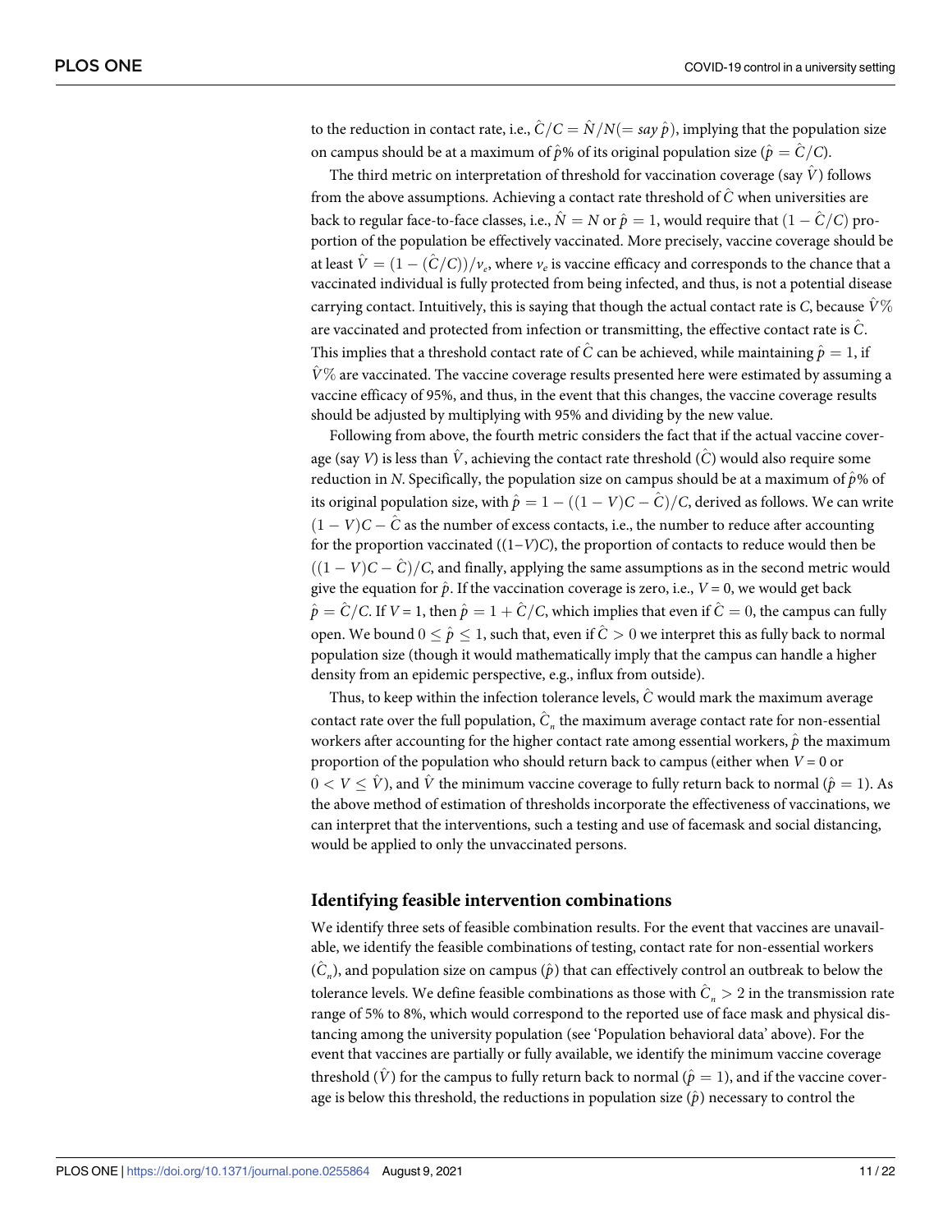to the reduction in contact rate, i.e., $\hat{C}/C = \hat{N}/N(= say\ \hat{p})$, implying that the population size on campus should be at a maximum of $\hat{p}$% of its original population size ($\hat{p} = \hat{C}/C$).

The third metric on interpretation of threshold for vaccination coverage (say $\hat{V}$) follows from the above assumptions. Achieving a contact rate threshold of $\hat{C}$ when universities are back to regular face-to-face classes, i.e., $\hat{N} = N$ or $\hat{p} = 1$, would require that $(1 - \hat{C}/C)$ proportion of the population be effectively vaccinated. More precisely, vaccine coverage should be at least $\hat{V} = (1 - (\hat{C}/C))/v_e$, where $v_e$ is vaccine efficacy and corresponds to the chance that a vaccinated individual is fully protected from being infected, and thus, is not a potential disease carrying contact. Intuitively, this is saying that though the actual contact rate is $C$, because $\hat{V}$% are vaccinated and protected from infection or transmitting, the effective contact rate is $\hat{C}$. This implies that a threshold contact rate of $\hat{C}$ can be achieved, while maintaining $\hat{p} = 1$, if $\hat{V}$% are vaccinated. The vaccine coverage results presented here were estimated by assuming a vaccine efficacy of 95%, and thus, in the event that this changes, the vaccine coverage results should be adjusted by multiplying with 95% and dividing by the new value.

Following from above, the fourth metric considers the fact that if the actual vaccine coverage (say $V$) is less than $\hat{V}$, achieving the contact rate threshold ($\hat{C}$) would also require some reduction in $N$. Specifically, the population size on campus should be at a maximum of $\hat{p}$% of its original population size, with $\hat{p} = 1 - ((1 - V)C - \hat{C})/C$, derived as follows. We can write $(1 - V)C - \hat{C}$ as the number of excess contacts, i.e., the number to reduce after accounting for the proportion vaccinated ($(1-V)C$), the proportion of contacts to reduce would then be $((1 - V)C - \hat{C})/C$, and finally, applying the same assumptions as in the second metric would give the equation for $\hat{p}$. If the vaccination coverage is zero, i.e., $V = 0$, we would get back $\hat{p} = \hat{C}/C$. If $V = 1$, then $\hat{p} = 1 + \hat{C}/C$, which implies that even if $\hat{C} = 0$, the campus can fully open. We bound $0 \leq \hat{p} \leq 1$, such that, even if $\hat{C} > 0$ we interpret this as fully back to normal population size (though it would mathematically imply that the campus can handle a higher density from an epidemic perspective, e.g., influx from outside).

Thus, to keep within the infection tolerance levels, $\hat{C}$ would mark the maximum average contact rate over the full population, $\hat{C}_n$ the maximum average contact rate for non-essential workers after accounting for the higher contact rate among essential workers, $\hat{p}$ the maximum proportion of the population who should return back to campus (either when $V = 0$ or $0 < V \leq \hat{V}$), and $\hat{V}$ the minimum vaccine coverage to fully return back to normal ($\hat{p} = 1$). As the above method of estimation of thresholds incorporate the effectiveness of vaccinations, we can interpret that the interventions, such a testing and use of facemask and social distancing, would be applied to only the unvaccinated persons.

## Identifying feasible intervention combinations

We identify three sets of feasible combination results. For the event that vaccines are unavailable, we identify the feasible combinations of testing, contact rate for non-essential workers ($\hat{C}_n$), and population size on campus ($\hat{p}$) that can effectively control an outbreak to below the tolerance levels. We define feasible combinations as those with $\hat{C}_n > 2$ in the transmission rate range of 5% to 8%, which would correspond to the reported use of face mask and physical distancing among the university population (see 'Population behavioral data' above). For the event that vaccines are partially or fully available, we identify the minimum vaccine coverage threshold ($\hat{V}$) for the campus to fully return back to normal ($\hat{p} = 1$), and if the vaccine coverage is below this threshold, the reductions in population size ($\hat{p}$) necessary to control the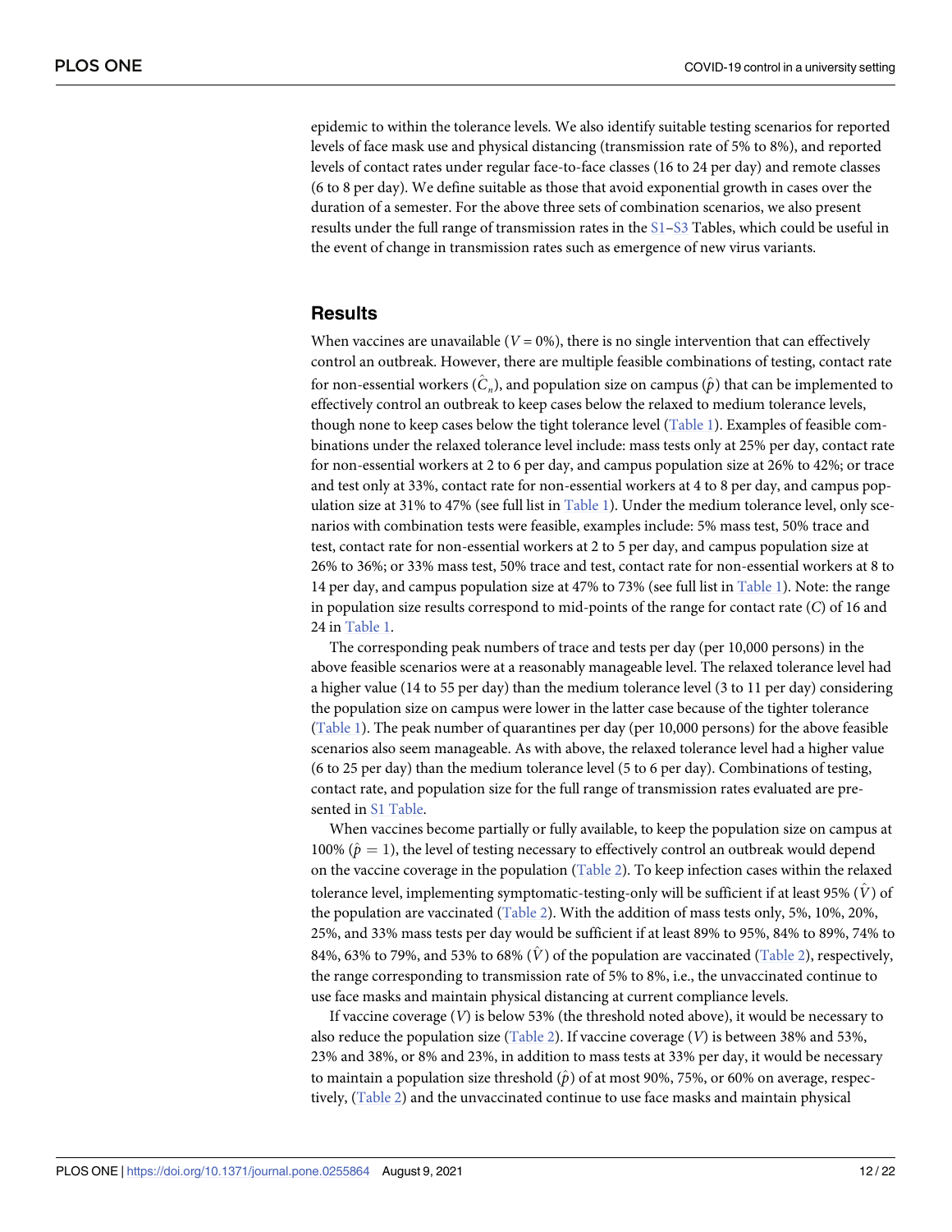epidemic to within the tolerance levels. We also identify suitable testing scenarios for reported levels of face mask use and physical distancing (transmission rate of 5% to 8%), and reported levels of contact rates under regular face-to-face classes (16 to 24 per day) and remote classes (6 to 8 per day). We define suitable as those that avoid exponential growth in cases over the duration of a semester. For the above three sets of combination scenarios, we also present results under the full range of transmission rates in the S1–S3 Tables, which could be useful in the event of change in transmission rates such as emergence of new virus variants.

## Results

When vaccines are unavailable ($V = 0\%$), there is no single intervention that can effectively control an outbreak. However, there are multiple feasible combinations of testing, contact rate for non-essential workers ($\hat{C}_n$), and population size on campus ($\hat{p}$) that can be implemented to effectively control an outbreak to keep cases below the relaxed to medium tolerance levels, though none to keep cases below the tight tolerance level (Table 1). Examples of feasible combinations under the relaxed tolerance level include: mass tests only at 25% per day, contact rate for non-essential workers at 2 to 6 per day, and campus population size at 26% to 42%; or trace and test only at 33%, contact rate for non-essential workers at 4 to 8 per day, and campus population size at 31% to 47% (see full list in Table 1). Under the medium tolerance level, only scenarios with combination tests were feasible, examples include: 5% mass test, 50% trace and test, contact rate for non-essential workers at 2 to 5 per day, and campus population size at 26% to 36%; or 33% mass test, 50% trace and test, contact rate for non-essential workers at 8 to 14 per day, and campus population size at 47% to 73% (see full list in Table 1). Note: the range in population size results correspond to mid-points of the range for contact rate ($C$) of 16 and 24 in Table 1.

The corresponding peak numbers of trace and tests per day (per 10,000 persons) in the above feasible scenarios were at a reasonably manageable level. The relaxed tolerance level had a higher value (14 to 55 per day) than the medium tolerance level (3 to 11 per day) considering the population size on campus were lower in the latter case because of the tighter tolerance (Table 1). The peak number of quarantines per day (per 10,000 persons) for the above feasible scenarios also seem manageable. As with above, the relaxed tolerance level had a higher value (6 to 25 per day) than the medium tolerance level (5 to 6 per day). Combinations of testing, contact rate, and population size for the full range of transmission rates evaluated are presented in S1 Table.

When vaccines become partially or fully available, to keep the population size on campus at 100% ($\hat{p} = 1$), the level of testing necessary to effectively control an outbreak would depend on the vaccine coverage in the population (Table 2). To keep infection cases within the relaxed tolerance level, implementing symptomatic-testing-only will be sufficient if at least 95% ($\hat{V}$) of the population are vaccinated (Table 2). With the addition of mass tests only, 5%, 10%, 20%, 25%, and 33% mass tests per day would be sufficient if at least 89% to 95%, 84% to 89%, 74% to 84%, 63% to 79%, and 53% to 68% ($\hat{V}$) of the population are vaccinated (Table 2), respectively, the range corresponding to transmission rate of 5% to 8%, i.e., the unvaccinated continue to use face masks and maintain physical distancing at current compliance levels.

If vaccine coverage ($V$) is below 53% (the threshold noted above), it would be necessary to also reduce the population size (Table 2). If vaccine coverage ($V$) is between 38% and 53%, 23% and 38%, or 8% and 23%, in addition to mass tests at 33% per day, it would be necessary to maintain a population size threshold ($\hat{p}$) of at most 90%, 75%, or 60% on average, respectively, (Table 2) and the unvaccinated continue to use face masks and maintain physical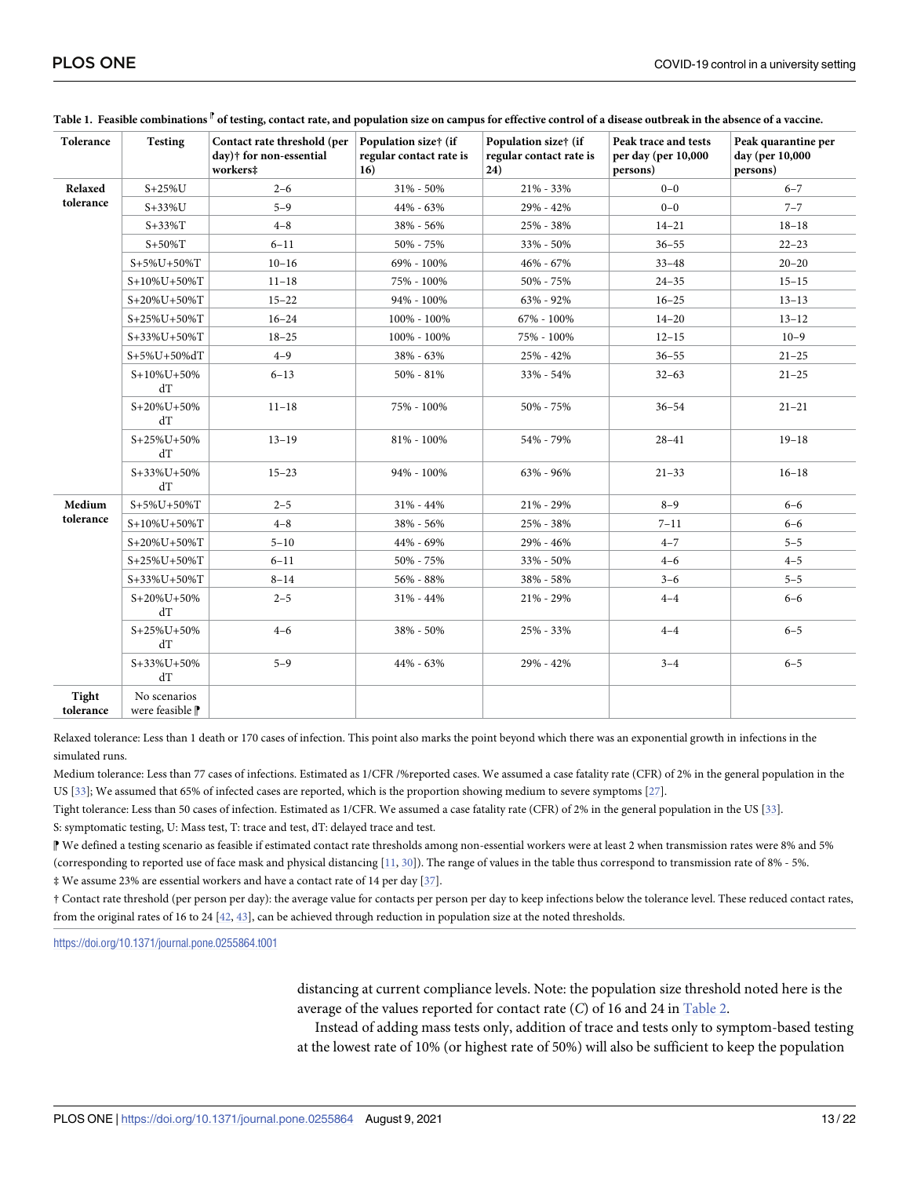Table 1. Feasible combinations ⁋ of testing, contact rate, and population size on campus for effective control of a disease outbreak in the absence of a vaccine.

| Tolerance | Testing | Contact rate threshold (per day)† for non-essential workers‡ | Population size† (if regular contact rate is 16) | Population size† (if regular contact rate is 24) | Peak trace and tests per day (per 10,000 persons) | Peak quarantine per day (per 10,000 persons) |
|---|---|---|---|---|---|---|
| Relaxed tolerance | S+25%U | 2–6 | 31% - 50% | 21% - 33% | 0–0 | 6–7 |
| | S+33%U | 5–9 | 44% - 63% | 29% - 42% | 0–0 | 7–7 |
| | S+33%T | 4–8 | 38% - 56% | 25% - 38% | 14–21 | 18–18 |
| | S+50%T | 6–11 | 50% - 75% | 33% - 50% | 36–55 | 22–23 |
| | S+5%U+50%T | 10–16 | 69% - 100% | 46% - 67% | 33–48 | 20–20 |
| | S+10%U+50%T | 11–18 | 75% - 100% | 50% - 75% | 24–35 | 15–15 |
| | S+20%U+50%T | 15–22 | 94% - 100% | 63% - 92% | 16–25 | 13–13 |
| | S+25%U+50%T | 16–24 | 100% - 100% | 67% - 100% | 14–20 | 13–12 |
| | S+33%U+50%T | 18–25 | 100% - 100% | 75% - 100% | 12–15 | 10–9 |
| | S+5%U+50%dT | 4–9 | 38% - 63% | 25% - 42% | 36–55 | 21–25 |
| | S+10%U+50% dT | 6–13 | 50% - 81% | 33% - 54% | 32–63 | 21–25 |
| | S+20%U+50% dT | 11–18 | 75% - 100% | 50% - 75% | 36–54 | 21–21 |
| | S+25%U+50% dT | 13–19 | 81% - 100% | 54% - 79% | 28–41 | 19–18 |
| | S+33%U+50% dT | 15–23 | 94% - 100% | 63% - 96% | 21–33 | 16–18 |
| Medium tolerance | S+5%U+50%T | 2–5 | 31% - 44% | 21% - 29% | 8–9 | 6–6 |
| | S+10%U+50%T | 4–8 | 38% - 56% | 25% - 38% | 7–11 | 6–6 |
| | S+20%U+50%T | 5–10 | 44% - 69% | 29% - 46% | 4–7 | 5–5 |
| | S+25%U+50%T | 6–11 | 50% - 75% | 33% - 50% | 4–6 | 4–5 |
| | S+33%U+50%T | 8–14 | 56% - 88% | 38% - 58% | 3–6 | 5–5 |
| | S+20%U+50% dT | 2–5 | 31% - 44% | 21% - 29% | 4–4 | 6–6 |
| | S+25%U+50% dT | 4–6 | 38% - 50% | 25% - 33% | 4–4 | 6–5 |
| | S+33%U+50% dT | 5–9 | 44% - 63% | 29% - 42% | 3–4 | 6–5 |
| Tight tolerance | No scenarios were feasible ⁋ | | | | | |

Relaxed tolerance: Less than 1 death or 170 cases of infection. This point also marks the point beyond which there was an exponential growth in infections in the simulated runs.

Medium tolerance: Less than 77 cases of infections. Estimated as 1/CFR /%reported cases. We assumed a case fatality rate (CFR) of 2% in the general population in the US [33]; We assumed that 65% of infected cases are reported, which is the proportion showing medium to severe symptoms [27].

Tight tolerance: Less than 50 cases of infection. Estimated as 1/CFR. We assumed a case fatality rate (CFR) of 2% in the general population in the US [33].

S: symptomatic testing, U: Mass test, T: trace and test, dT: delayed trace and test.

⁋ We defined a testing scenario as feasible if estimated contact rate thresholds among non-essential workers were at least 2 when transmission rates were 8% and 5% (corresponding to reported use of face mask and physical distancing [11, 30]). The range of values in the table thus correspond to transmission rate of 8% - 5%.

‡ We assume 23% are essential workers and have a contact rate of 14 per day [37].

† Contact rate threshold (per person per day): the average value for contacts per person per day to keep infections below the tolerance level. These reduced contact rates, from the original rates of 16 to 24 [42, 43], can be achieved through reduction in population size at the noted thresholds.

https://doi.org/10.1371/journal.pone.0255864.t001

distancing at current compliance levels. Note: the population size threshold noted here is the average of the values reported for contact rate ($C$) of 16 and 24 in Table 2.

Instead of adding mass tests only, addition of trace and tests only to symptom-based testing at the lowest rate of 10% (or highest rate of 50%) will also be sufficient to keep the population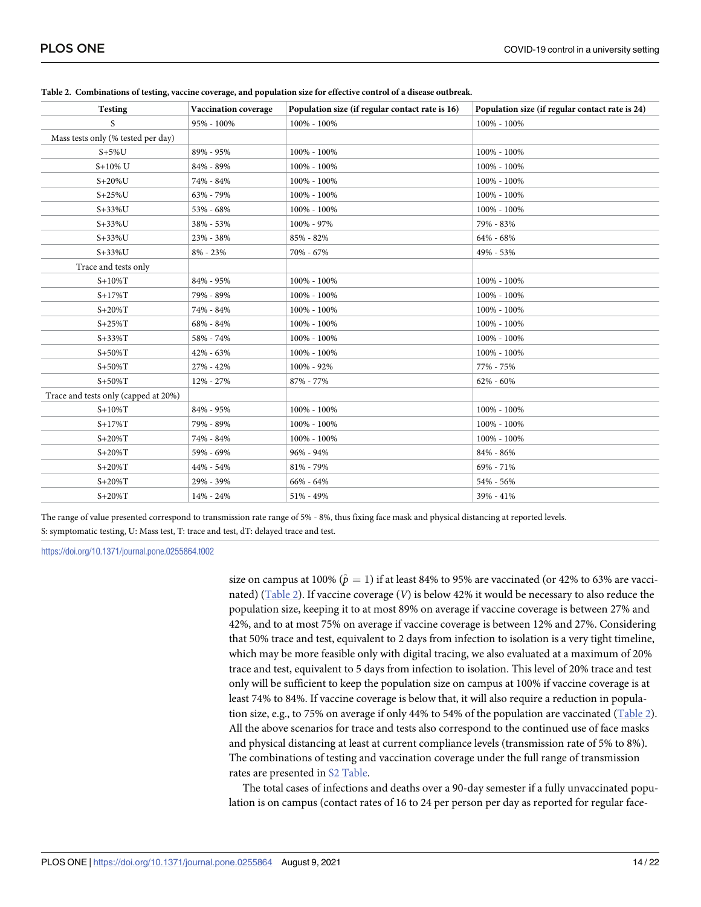**Table 2. Combinations of testing, vaccine coverage, and population size for effective control of a disease outbreak.**

| Testing | Vaccination coverage | Population size (if regular contact rate is 16) | Population size (if regular contact rate is 24) |
|---|---|---|---|
| S | 95% - 100% | 100% - 100% | 100% - 100% |
| Mass tests only (% tested per day) | | | |
| S+5%U | 89% - 95% | 100% - 100% | 100% - 100% |
| S+10% U | 84% - 89% | 100% - 100% | 100% - 100% |
| S+20%U | 74% - 84% | 100% - 100% | 100% - 100% |
| S+25%U | 63% - 79% | 100% - 100% | 100% - 100% |
| S+33%U | 53% - 68% | 100% - 100% | 100% - 100% |
| S+33%U | 38% - 53% | 100% - 97% | 79% - 83% |
| S+33%U | 23% - 38% | 85% - 82% | 64% - 68% |
| S+33%U | 8% - 23% | 70% - 67% | 49% - 53% |
| Trace and tests only | | | |
| S+10%T | 84% - 95% | 100% - 100% | 100% - 100% |
| S+17%T | 79% - 89% | 100% - 100% | 100% - 100% |
| S+20%T | 74% - 84% | 100% - 100% | 100% - 100% |
| S+25%T | 68% - 84% | 100% - 100% | 100% - 100% |
| S+33%T | 58% - 74% | 100% - 100% | 100% - 100% |
| S+50%T | 42% - 63% | 100% - 100% | 100% - 100% |
| S+50%T | 27% - 42% | 100% - 92% | 77% - 75% |
| S+50%T | 12% - 27% | 87% - 77% | 62% - 60% |
| Trace and tests only (capped at 20%) | | | |
| S+10%T | 84% - 95% | 100% - 100% | 100% - 100% |
| S+17%T | 79% - 89% | 100% - 100% | 100% - 100% |
| S+20%T | 74% - 84% | 100% - 100% | 100% - 100% |
| S+20%T | 59% - 69% | 96% - 94% | 84% - 86% |
| S+20%T | 44% - 54% | 81% - 79% | 69% - 71% |
| S+20%T | 29% - 39% | 66% - 64% | 54% - 56% |
| S+20%T | 14% - 24% | 51% - 49% | 39% - 41% |

The range of value presented correspond to transmission rate range of 5% - 8%, thus fixing face mask and physical distancing at reported levels.
S: symptomatic testing, U: Mass test, T: trace and test, dT: delayed trace and test.

https://doi.org/10.1371/journal.pone.0255864.t002

size on campus at 100% ($\hat{p} = 1$) if at least 84% to 95% are vaccinated (or 42% to 63% are vaccinated) (Table 2). If vaccine coverage ($V$) is below 42% it would be necessary to also reduce the population size, keeping it to at most 89% on average if vaccine coverage is between 27% and 42%, and to at most 75% on average if vaccine coverage is between 12% and 27%. Considering that 50% trace and test, equivalent to 2 days from infection to isolation is a very tight timeline, which may be more feasible only with digital tracing, we also evaluated at a maximum of 20% trace and test, equivalent to 5 days from infection to isolation. This level of 20% trace and test only will be sufficient to keep the population size on campus at 100% if vaccine coverage is at least 74% to 84%. If vaccine coverage is below that, it will also require a reduction in population size, e.g., to 75% on average if only 44% to 54% of the population are vaccinated (Table 2). All the above scenarios for trace and tests also correspond to the continued use of face masks and physical distancing at least at current compliance levels (transmission rate of 5% to 8%). The combinations of testing and vaccination coverage under the full range of transmission rates are presented in S2 Table.

The total cases of infections and deaths over a 90-day semester if a fully unvaccinated population is on campus (contact rates of 16 to 24 per person per day as reported for regular face-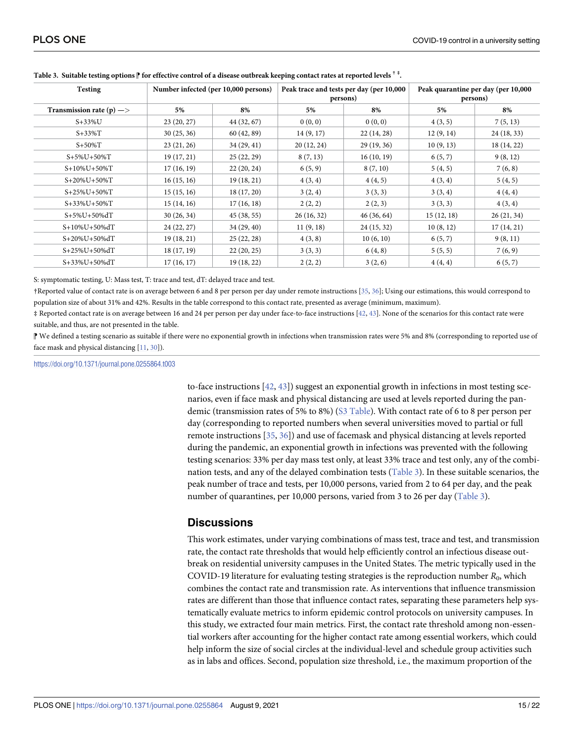**Table 3. Suitable testing options ⁋ for effective control of a disease outbreak keeping contact rates at reported levels † ‡.**

| Testing | Number infected (per 10,000 persons) | | Peak trace and tests per day (per 10,000 persons) | | Peak quarantine per day (per 10,000 persons) | |
|---|---|---|---|---|---|---|
| Transmission rate (p) —> | 5% | 8% | 5% | 8% | 5% | 8% |
| S+33%U | 23 (20, 27) | 44 (32, 67) | 0 (0, 0) | 0 (0, 0) | 4 (3, 5) | 7 (5, 13) |
| S+33%T | 30 (25, 36) | 60 (42, 89) | 14 (9, 17) | 22 (14, 28) | 12 (9, 14) | 24 (18, 33) |
| S+50%T | 23 (21, 26) | 34 (29, 41) | 20 (12, 24) | 29 (19, 36) | 10 (9, 13) | 18 (14, 22) |
| S+5%U+50%T | 19 (17, 21) | 25 (22, 29) | 8 (7, 13) | 16 (10, 19) | 6 (5, 7) | 9 (8, 12) |
| S+10%U+50%T | 17 (16, 19) | 22 (20, 24) | 6 (5, 9) | 8 (7, 10) | 5 (4, 5) | 7 (6, 8) |
| S+20%U+50%T | 16 (15, 16) | 19 (18, 21) | 4 (3, 4) | 4 (4, 5) | 4 (3, 4) | 5 (4, 5) |
| S+25%U+50%T | 15 (15, 16) | 18 (17, 20) | 3 (2, 4) | 3 (3, 3) | 3 (3, 4) | 4 (4, 4) |
| S+33%U+50%T | 15 (14, 16) | 17 (16, 18) | 2 (2, 2) | 2 (2, 3) | 3 (3, 3) | 4 (3, 4) |
| S+5%U+50%dT | 30 (26, 34) | 45 (38, 55) | 26 (16, 32) | 46 (36, 64) | 15 (12, 18) | 26 (21, 34) |
| S+10%U+50%dT | 24 (22, 27) | 34 (29, 40) | 11 (9, 18) | 24 (15, 32) | 10 (8, 12) | 17 (14, 21) |
| S+20%U+50%dT | 19 (18, 21) | 25 (22, 28) | 4 (3, 8) | 10 (6, 10) | 6 (5, 7) | 9 (8, 11) |
| S+25%U+50%dT | 18 (17, 19) | 22 (20, 25) | 3 (3, 3) | 6 (4, 8) | 5 (5, 5) | 7 (6, 9) |
| S+33%U+50%dT | 17 (16, 17) | 19 (18, 22) | 2 (2, 2) | 3 (2, 6) | 4 (4, 4) | 6 (5, 7) |

S: symptomatic testing, U: Mass test, T: trace and test, dT: delayed trace and test.

†Reported value of contact rate is on average between 6 and 8 per person per day under remote instructions [35, 36]; Using our estimations, this would correspond to population size of about 31% and 42%. Results in the table correspond to this contact rate, presented as average (minimum, maximum).

‡ Reported contact rate is on average between 16 and 24 per person per day under face-to-face instructions [42, 43]. None of the scenarios for this contact rate were suitable, and thus, are not presented in the table.

⁋ We defined a testing scenario as suitable if there were no exponential growth in infections when transmission rates were 5% and 8% (corresponding to reported use of face mask and physical distancing [11, 30]).

https://doi.org/10.1371/journal.pone.0255864.t003

to-face instructions [42, 43]) suggest an exponential growth in infections in most testing scenarios, even if face mask and physical distancing are used at levels reported during the pandemic (transmission rates of 5% to 8%) (S3 Table). With contact rate of 6 to 8 per person per day (corresponding to reported numbers when several universities moved to partial or full remote instructions [35, 36]) and use of facemask and physical distancing at levels reported during the pandemic, an exponential growth in infections was prevented with the following testing scenarios: 33% per day mass test only, at least 33% trace and test only, any of the combination tests, and any of the delayed combination tests (Table 3). In these suitable scenarios, the peak number of trace and tests, per 10,000 persons, varied from 2 to 64 per day, and the peak number of quarantines, per 10,000 persons, varied from 3 to 26 per day (Table 3).

## Discussions

This work estimates, under varying combinations of mass test, trace and test, and transmission rate, the contact rate thresholds that would help efficiently control an infectious disease outbreak on residential university campuses in the United States. The metric typically used in the COVID-19 literature for evaluating testing strategies is the reproduction number $R_0$, which combines the contact rate and transmission rate. As interventions that influence transmission rates are different than those that influence contact rates, separating these parameters help systematically evaluate metrics to inform epidemic control protocols on university campuses. In this study, we extracted four main metrics. First, the contact rate threshold among non-essential workers after accounting for the higher contact rate among essential workers, which could help inform the size of social circles at the individual-level and schedule group activities such as in labs and offices. Second, population size threshold, i.e., the maximum proportion of the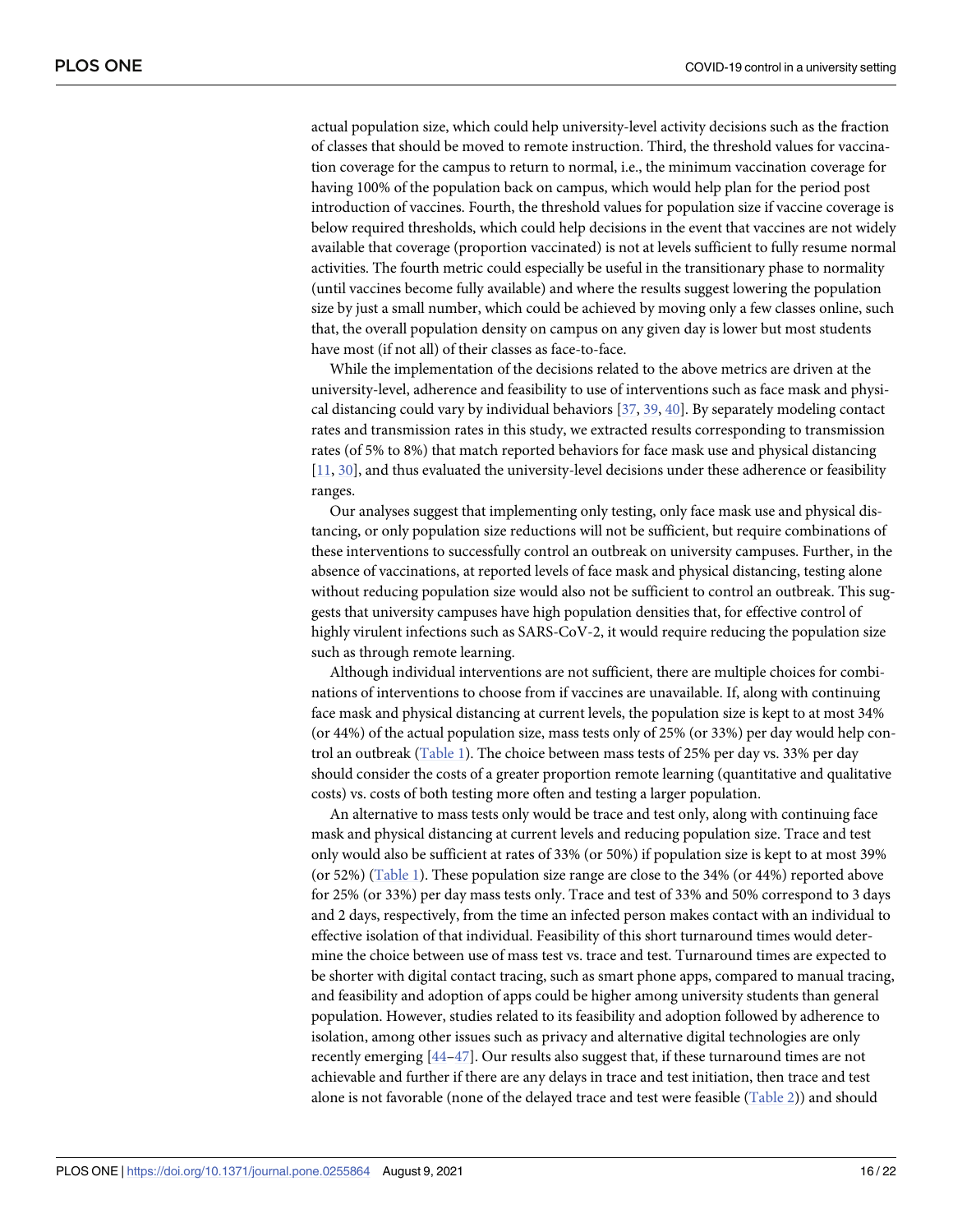actual population size, which could help university-level activity decisions such as the fraction of classes that should be moved to remote instruction. Third, the threshold values for vaccination coverage for the campus to return to normal, i.e., the minimum vaccination coverage for having 100% of the population back on campus, which would help plan for the period post introduction of vaccines. Fourth, the threshold values for population size if vaccine coverage is below required thresholds, which could help decisions in the event that vaccines are not widely available that coverage (proportion vaccinated) is not at levels sufficient to fully resume normal activities. The fourth metric could especially be useful in the transitionary phase to normality (until vaccines become fully available) and where the results suggest lowering the population size by just a small number, which could be achieved by moving only a few classes online, such that, the overall population density on campus on any given day is lower but most students have most (if not all) of their classes as face-to-face.

While the implementation of the decisions related to the above metrics are driven at the university-level, adherence and feasibility to use of interventions such as face mask and physical distancing could vary by individual behaviors [37, 39, 40]. By separately modeling contact rates and transmission rates in this study, we extracted results corresponding to transmission rates (of 5% to 8%) that match reported behaviors for face mask use and physical distancing [11, 30], and thus evaluated the university-level decisions under these adherence or feasibility ranges.

Our analyses suggest that implementing only testing, only face mask use and physical distancing, or only population size reductions will not be sufficient, but require combinations of these interventions to successfully control an outbreak on university campuses. Further, in the absence of vaccinations, at reported levels of face mask and physical distancing, testing alone without reducing population size would also not be sufficient to control an outbreak. This suggests that university campuses have high population densities that, for effective control of highly virulent infections such as SARS-CoV-2, it would require reducing the population size such as through remote learning.

Although individual interventions are not sufficient, there are multiple choices for combinations of interventions to choose from if vaccines are unavailable. If, along with continuing face mask and physical distancing at current levels, the population size is kept to at most 34% (or 44%) of the actual population size, mass tests only of 25% (or 33%) per day would help control an outbreak (Table 1). The choice between mass tests of 25% per day vs. 33% per day should consider the costs of a greater proportion remote learning (quantitative and qualitative costs) vs. costs of both testing more often and testing a larger population.

An alternative to mass tests only would be trace and test only, along with continuing face mask and physical distancing at current levels and reducing population size. Trace and test only would also be sufficient at rates of 33% (or 50%) if population size is kept to at most 39% (or 52%) (Table 1). These population size range are close to the 34% (or 44%) reported above for 25% (or 33%) per day mass tests only. Trace and test of 33% and 50% correspond to 3 days and 2 days, respectively, from the time an infected person makes contact with an individual to effective isolation of that individual. Feasibility of this short turnaround times would determine the choice between use of mass test vs. trace and test. Turnaround times are expected to be shorter with digital contact tracing, such as smart phone apps, compared to manual tracing, and feasibility and adoption of apps could be higher among university students than general population. However, studies related to its feasibility and adoption followed by adherence to isolation, among other issues such as privacy and alternative digital technologies are only recently emerging [44–47]. Our results also suggest that, if these turnaround times are not achievable and further if there are any delays in trace and test initiation, then trace and test alone is not favorable (none of the delayed trace and test were feasible (Table 2)) and should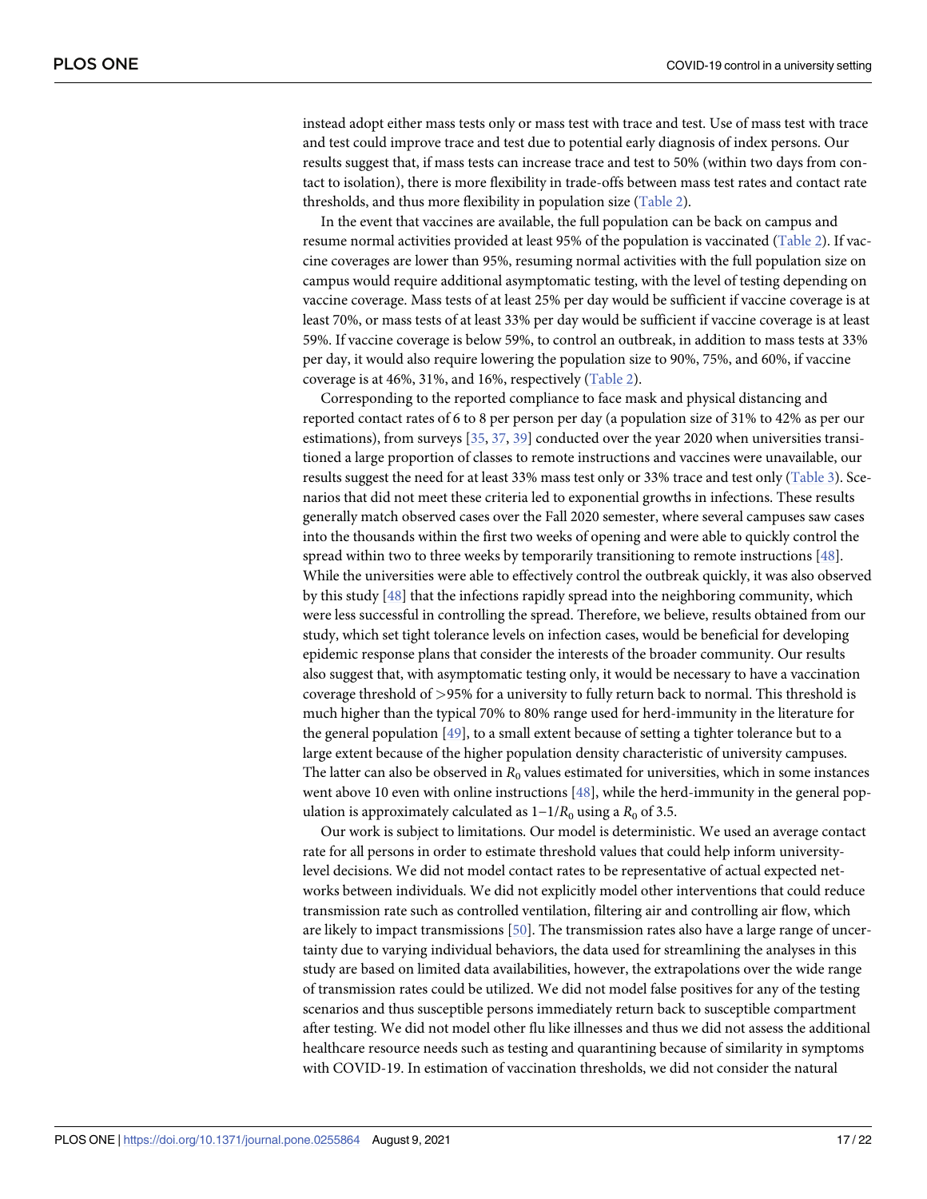instead adopt either mass tests only or mass test with trace and test. Use of mass test with trace and test could improve trace and test due to potential early diagnosis of index persons. Our results suggest that, if mass tests can increase trace and test to 50% (within two days from contact to isolation), there is more flexibility in trade-offs between mass test rates and contact rate thresholds, and thus more flexibility in population size (Table 2).

In the event that vaccines are available, the full population can be back on campus and resume normal activities provided at least 95% of the population is vaccinated (Table 2). If vaccine coverages are lower than 95%, resuming normal activities with the full population size on campus would require additional asymptomatic testing, with the level of testing depending on vaccine coverage. Mass tests of at least 25% per day would be sufficient if vaccine coverage is at least 70%, or mass tests of at least 33% per day would be sufficient if vaccine coverage is at least 59%. If vaccine coverage is below 59%, to control an outbreak, in addition to mass tests at 33% per day, it would also require lowering the population size to 90%, 75%, and 60%, if vaccine coverage is at 46%, 31%, and 16%, respectively (Table 2).

Corresponding to the reported compliance to face mask and physical distancing and reported contact rates of 6 to 8 per person per day (a population size of 31% to 42% as per our estimations), from surveys [35, 37, 39] conducted over the year 2020 when universities transitioned a large proportion of classes to remote instructions and vaccines were unavailable, our results suggest the need for at least 33% mass test only or 33% trace and test only (Table 3). Scenarios that did not meet these criteria led to exponential growths in infections. These results generally match observed cases over the Fall 2020 semester, where several campuses saw cases into the thousands within the first two weeks of opening and were able to quickly control the spread within two to three weeks by temporarily transitioning to remote instructions [48]. While the universities were able to effectively control the outbreak quickly, it was also observed by this study [48] that the infections rapidly spread into the neighboring community, which were less successful in controlling the spread. Therefore, we believe, results obtained from our study, which set tight tolerance levels on infection cases, would be beneficial for developing epidemic response plans that consider the interests of the broader community. Our results also suggest that, with asymptomatic testing only, it would be necessary to have a vaccination coverage threshold of >95% for a university to fully return back to normal. This threshold is much higher than the typical 70% to 80% range used for herd-immunity in the literature for the general population [49], to a small extent because of setting a tighter tolerance but to a large extent because of the higher population density characteristic of university campuses. The latter can also be observed in $R_0$ values estimated for universities, which in some instances went above 10 even with online instructions [48], while the herd-immunity in the general population is approximately calculated as $1-1/R_0$ using a $R_0$ of 3.5.

Our work is subject to limitations. Our model is deterministic. We used an average contact rate for all persons in order to estimate threshold values that could help inform university-level decisions. We did not model contact rates to be representative of actual expected networks between individuals. We did not explicitly model other interventions that could reduce transmission rate such as controlled ventilation, filtering air and controlling air flow, which are likely to impact transmissions [50]. The transmission rates also have a large range of uncertainty due to varying individual behaviors, the data used for streamlining the analyses in this study are based on limited data availabilities, however, the extrapolations over the wide range of transmission rates could be utilized. We did not model false positives for any of the testing scenarios and thus susceptible persons immediately return back to susceptible compartment after testing. We did not model other flu like illnesses and thus we did not assess the additional healthcare resource needs such as testing and quarantining because of similarity in symptoms with COVID-19. In estimation of vaccination thresholds, we did not consider the natural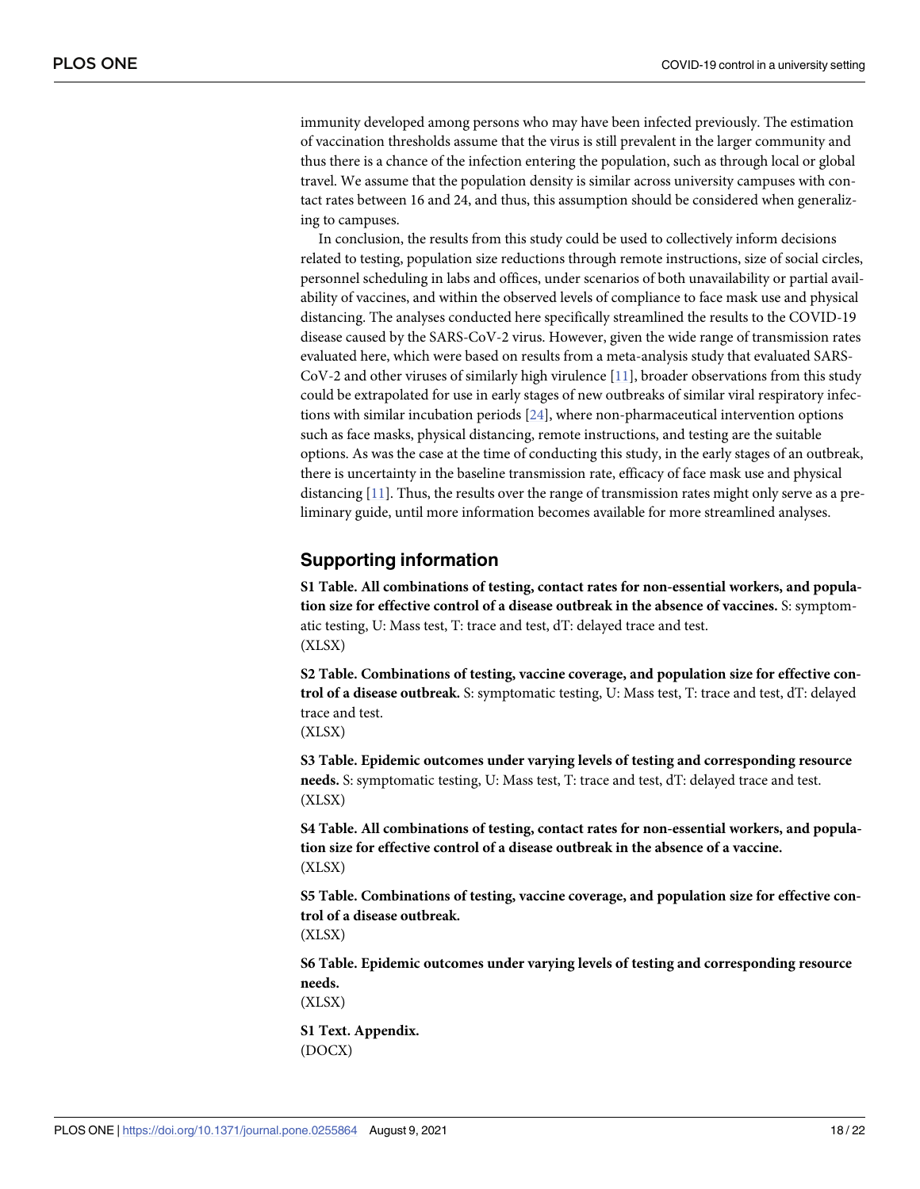immunity developed among persons who may have been infected previously. The estimation of vaccination thresholds assume that the virus is still prevalent in the larger community and thus there is a chance of the infection entering the population, such as through local or global travel. We assume that the population density is similar across university campuses with contact rates between 16 and 24, and thus, this assumption should be considered when generalizing to campuses.

In conclusion, the results from this study could be used to collectively inform decisions related to testing, population size reductions through remote instructions, size of social circles, personnel scheduling in labs and offices, under scenarios of both unavailability or partial availability of vaccines, and within the observed levels of compliance to face mask use and physical distancing. The analyses conducted here specifically streamlined the results to the COVID-19 disease caused by the SARS-CoV-2 virus. However, given the wide range of transmission rates evaluated here, which were based on results from a meta-analysis study that evaluated SARS-CoV-2 and other viruses of similarly high virulence [11], broader observations from this study could be extrapolated for use in early stages of new outbreaks of similar viral respiratory infections with similar incubation periods [24], where non-pharmaceutical intervention options such as face masks, physical distancing, remote instructions, and testing are the suitable options. As was the case at the time of conducting this study, in the early stages of an outbreak, there is uncertainty in the baseline transmission rate, efficacy of face mask use and physical distancing [11]. Thus, the results over the range of transmission rates might only serve as a preliminary guide, until more information becomes available for more streamlined analyses.

## Supporting information

**S1 Table. All combinations of testing, contact rates for non-essential workers, and population size for effective control of a disease outbreak in the absence of vaccines.** S: symptomatic testing, U: Mass test, T: trace and test, dT: delayed trace and test.
(XLSX)

**S2 Table. Combinations of testing, vaccine coverage, and population size for effective control of a disease outbreak.** S: symptomatic testing, U: Mass test, T: trace and test, dT: delayed trace and test.
(XLSX)

**S3 Table. Epidemic outcomes under varying levels of testing and corresponding resource needs.** S: symptomatic testing, U: Mass test, T: trace and test, dT: delayed trace and test.
(XLSX)

**S4 Table. All combinations of testing, contact rates for non-essential workers, and population size for effective control of a disease outbreak in the absence of a vaccine.**
(XLSX)

**S5 Table. Combinations of testing, vaccine coverage, and population size for effective control of a disease outbreak.**
(XLSX)

**S6 Table. Epidemic outcomes under varying levels of testing and corresponding resource needs.**
(XLSX)

**S1 Text. Appendix.**
(DOCX)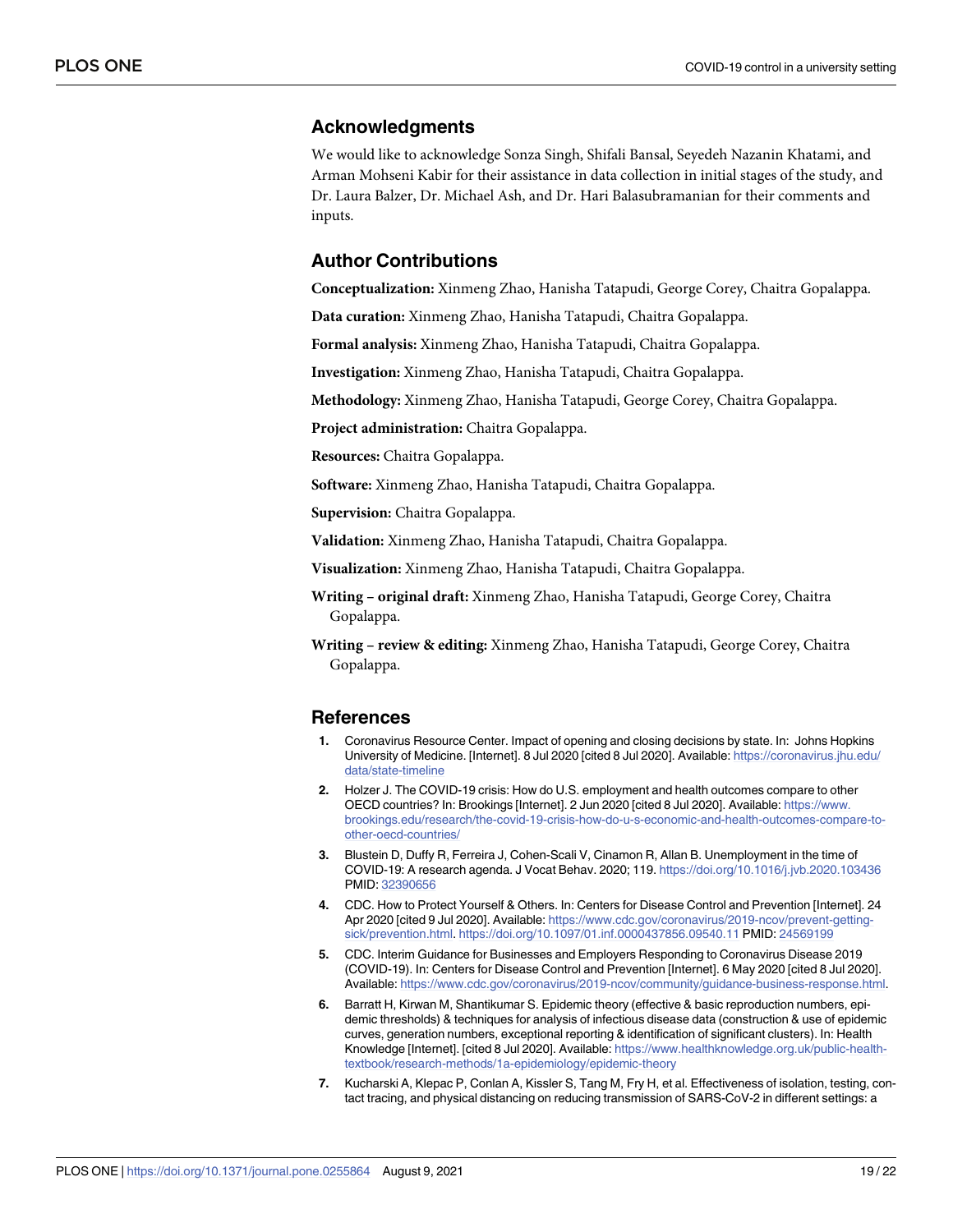## Acknowledgments

We would like to acknowledge Sonza Singh, Shifali Bansal, Seyedeh Nazanin Khatami, and Arman Mohseni Kabir for their assistance in data collection in initial stages of the study, and Dr. Laura Balzer, Dr. Michael Ash, and Dr. Hari Balasubramanian for their comments and inputs.

## Author Contributions

**Conceptualization:** Xinmeng Zhao, Hanisha Tatapudi, George Corey, Chaitra Gopalappa.

**Data curation:** Xinmeng Zhao, Hanisha Tatapudi, Chaitra Gopalappa.

**Formal analysis:** Xinmeng Zhao, Hanisha Tatapudi, Chaitra Gopalappa.

**Investigation:** Xinmeng Zhao, Hanisha Tatapudi, Chaitra Gopalappa.

**Methodology:** Xinmeng Zhao, Hanisha Tatapudi, George Corey, Chaitra Gopalappa.

**Project administration:** Chaitra Gopalappa.

**Resources:** Chaitra Gopalappa.

**Software:** Xinmeng Zhao, Hanisha Tatapudi, Chaitra Gopalappa.

**Supervision:** Chaitra Gopalappa.

**Validation:** Xinmeng Zhao, Hanisha Tatapudi, Chaitra Gopalappa.

**Visualization:** Xinmeng Zhao, Hanisha Tatapudi, Chaitra Gopalappa.

**Writing – original draft:** Xinmeng Zhao, Hanisha Tatapudi, George Corey, Chaitra Gopalappa.

**Writing – review & editing:** Xinmeng Zhao, Hanisha Tatapudi, George Corey, Chaitra Gopalappa.

## References

1. Coronavirus Resource Center. Impact of opening and closing decisions by state. In: Johns Hopkins University of Medicine. [Internet]. 8 Jul 2020 [cited 8 Jul 2020]. Available: https://coronavirus.jhu.edu/data/state-timeline
2. Holzer J. The COVID-19 crisis: How do U.S. employment and health outcomes compare to other OECD countries? In: Brookings [Internet]. 2 Jun 2020 [cited 8 Jul 2020]. Available: https://www.brookings.edu/research/the-covid-19-crisis-how-do-u-s-economic-and-health-outcomes-compare-to-other-oecd-countries/
3. Blustein D, Duffy R, Ferreira J, Cohen-Scali V, Cinamon R, Allan B. Unemployment in the time of COVID-19: A research agenda. J Vocat Behav. 2020; 119. https://doi.org/10.1016/j.jvb.2020.103436 PMID: 32390656
4. CDC. How to Protect Yourself & Others. In: Centers for Disease Control and Prevention [Internet]. 24 Apr 2020 [cited 9 Jul 2020]. Available: https://www.cdc.gov/coronavirus/2019-ncov/prevent-getting-sick/prevention.html. https://doi.org/10.1097/01.inf.0000437856.09540.11 PMID: 24569199
5. CDC. Interim Guidance for Businesses and Employers Responding to Coronavirus Disease 2019 (COVID-19). In: Centers for Disease Control and Prevention [Internet]. 6 May 2020 [cited 8 Jul 2020]. Available: https://www.cdc.gov/coronavirus/2019-ncov/community/guidance-business-response.html.
6. Barratt H, Kirwan M, Shantikumar S. Epidemic theory (effective & basic reproduction numbers, epidemic thresholds) & techniques for analysis of infectious disease data (construction & use of epidemic curves, generation numbers, exceptional reporting & identification of significant clusters). In: Health Knowledge [Internet]. [cited 8 Jul 2020]. Available: https://www.healthknowledge.org.uk/public-health-textbook/research-methods/1a-epidemiology/epidemic-theory
7. Kucharski A, Klepac P, Conlan A, Kissler S, Tang M, Fry H, et al. Effectiveness of isolation, testing, contact tracing, and physical distancing on reducing transmission of SARS-CoV-2 in different settings: a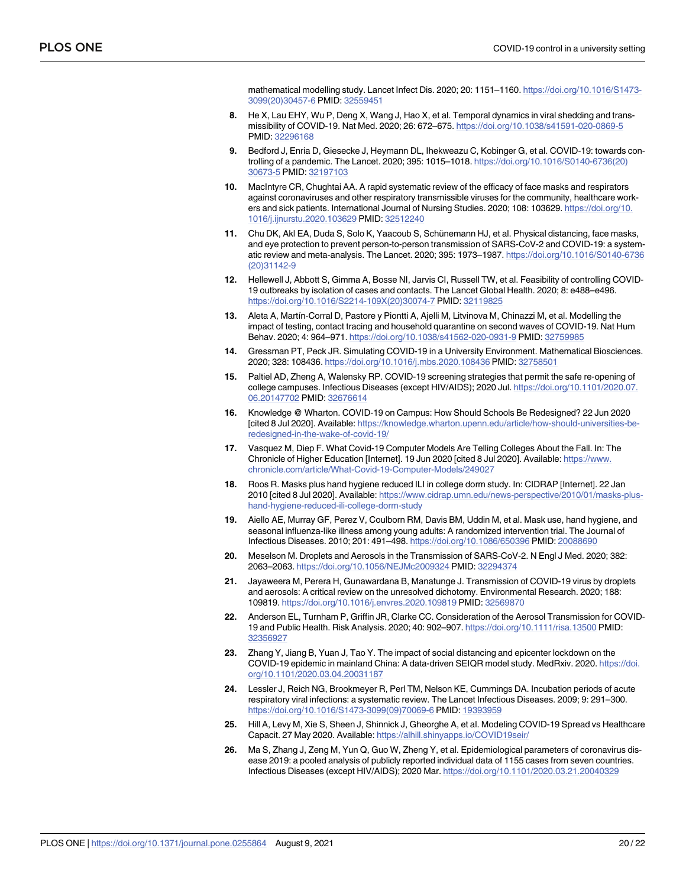mathematical modelling study. Lancet Infect Dis. 2020; 20: 1151–1160. https://doi.org/10.1016/S1473-3099(20)30457-6 PMID: 32559451

8. He X, Lau EHY, Wu P, Deng X, Wang J, Hao X, et al. Temporal dynamics in viral shedding and transmissibility of COVID-19. Nat Med. 2020; 26: 672–675. https://doi.org/10.1038/s41591-020-0869-5 PMID: 32296168

9. Bedford J, Enria D, Giesecke J, Heymann DL, Ihekweazu C, Kobinger G, et al. COVID-19: towards controlling of a pandemic. The Lancet. 2020; 395: 1015–1018. https://doi.org/10.1016/S0140-6736(20)30673-5 PMID: 32197103

10. MacIntyre CR, Chughtai AA. A rapid systematic review of the efficacy of face masks and respirators against coronaviruses and other respiratory transmissible viruses for the community, healthcare workers and sick patients. International Journal of Nursing Studies. 2020; 108: 103629. https://doi.org/10.1016/j.ijnurstu.2020.103629 PMID: 32512240

11. Chu DK, Akl EA, Duda S, Solo K, Yaacoub S, Schünemann HJ, et al. Physical distancing, face masks, and eye protection to prevent person-to-person transmission of SARS-CoV-2 and COVID-19: a systematic review and meta-analysis. The Lancet. 2020; 395: 1973–1987. https://doi.org/10.1016/S0140-6736(20)31142-9

12. Hellewell J, Abbott S, Gimma A, Bosse NI, Jarvis CI, Russell TW, et al. Feasibility of controlling COVID-19 outbreaks by isolation of cases and contacts. The Lancet Global Health. 2020; 8: e488–e496. https://doi.org/10.1016/S2214-109X(20)30074-7 PMID: 32119825

13. Aleta A, Martín-Corral D, Pastore y Piontti A, Ajelli M, Litvinova M, Chinazzi M, et al. Modelling the impact of testing, contact tracing and household quarantine on second waves of COVID-19. Nat Hum Behav. 2020; 4: 964–971. https://doi.org/10.1038/s41562-020-0931-9 PMID: 32759985

14. Gressman PT, Peck JR. Simulating COVID-19 in a University Environment. Mathematical Biosciences. 2020; 328: 108436. https://doi.org/10.1016/j.mbs.2020.108436 PMID: 32758501

15. Paltiel AD, Zheng A, Walensky RP. COVID-19 screening strategies that permit the safe re-opening of college campuses. Infectious Diseases (except HIV/AIDS); 2020 Jul. https://doi.org/10.1101/2020.07.06.20147702 PMID: 32676614

16. Knowledge @ Wharton. COVID-19 on Campus: How Should Schools Be Redesigned? 22 Jun 2020 [cited 8 Jul 2020]. Available: https://knowledge.wharton.upenn.edu/article/how-should-universities-be-redesigned-in-the-wake-of-covid-19/

17. Vasquez M, Diep F. What Covid-19 Computer Models Are Telling Colleges About the Fall. In: The Chronicle of Higher Education [Internet]. 19 Jun 2020 [cited 8 Jul 2020]. Available: https://www.chronicle.com/article/What-Covid-19-Computer-Models/249027

18. Roos R. Masks plus hand hygiene reduced ILI in college dorm study. In: CIDRAP [Internet]. 22 Jan 2010 [cited 8 Jul 2020]. Available: https://www.cidrap.umn.edu/news-perspective/2010/01/masks-plus-hand-hygiene-reduced-ili-college-dorm-study

19. Aiello AE, Murray GF, Perez V, Coulborn RM, Davis BM, Uddin M, et al. Mask use, hand hygiene, and seasonal influenza-like illness among young adults: A randomized intervention trial. The Journal of Infectious Diseases. 2010; 201: 491–498. https://doi.org/10.1086/650396 PMID: 20088690

20. Meselson M. Droplets and Aerosols in the Transmission of SARS-CoV-2. N Engl J Med. 2020; 382: 2063–2063. https://doi.org/10.1056/NEJMc2009324 PMID: 32294374

21. Jayaweera M, Perera H, Gunawardana B, Manatunge J. Transmission of COVID-19 virus by droplets and aerosols: A critical review on the unresolved dichotomy. Environmental Research. 2020; 188: 109819. https://doi.org/10.1016/j.envres.2020.109819 PMID: 32569870

22. Anderson EL, Turnham P, Griffin JR, Clarke CC. Consideration of the Aerosol Transmission for COVID-19 and Public Health. Risk Analysis. 2020; 40: 902–907. https://doi.org/10.1111/risa.13500 PMID: 32356927

23. Zhang Y, Jiang B, Yuan J, Tao Y. The impact of social distancing and epicenter lockdown on the COVID-19 epidemic in mainland China: A data-driven SEIQR model study. MedRxiv. 2020. https://doi.org/10.1101/2020.03.04.20031187

24. Lessler J, Reich NG, Brookmeyer R, Perl TM, Nelson KE, Cummings DA. Incubation periods of acute respiratory viral infections: a systematic review. The Lancet Infectious Diseases. 2009; 9: 291–300. https://doi.org/10.1016/S1473-3099(09)70069-6 PMID: 19393959

25. Hill A, Levy M, Xie S, Sheen J, Shinnick J, Gheorghe A, et al. Modeling COVID-19 Spread vs Healthcare Capacit. 27 May 2020. Available: https://alhill.shinyapps.io/COVID19seir/

26. Ma S, Zhang J, Zeng M, Yun Q, Guo W, Zheng Y, et al. Epidemiological parameters of coronavirus disease 2019: a pooled analysis of publicly reported individual data of 1155 cases from seven countries. Infectious Diseases (except HIV/AIDS); 2020 Mar. https://doi.org/10.1101/2020.03.21.20040329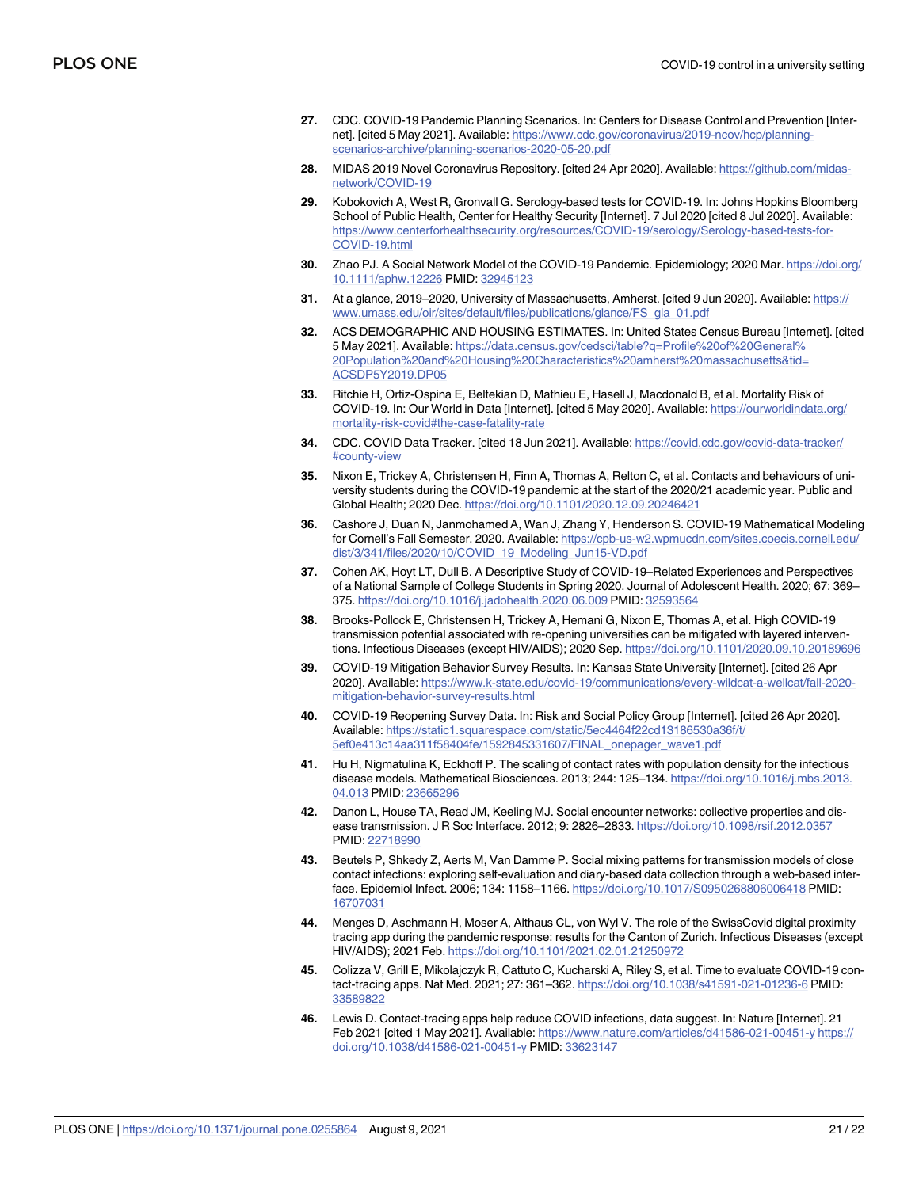27. CDC. COVID-19 Pandemic Planning Scenarios. In: Centers for Disease Control and Prevention [Internet]. [cited 5 May 2021]. Available: https://www.cdc.gov/coronavirus/2019-ncov/hcp/planning-scenarios-archive/planning-scenarios-2020-05-20.pdf

28. MIDAS 2019 Novel Coronavirus Repository. [cited 24 Apr 2020]. Available: https://github.com/midas-network/COVID-19

29. Kobokovich A, West R, Gronvall G. Serology-based tests for COVID-19. In: Johns Hopkins Bloomberg School of Public Health, Center for Healthy Security [Internet]. 7 Jul 2020 [cited 8 Jul 2020]. Available: https://www.centerforhealthsecurity.org/resources/COVID-19/serology/Serology-based-tests-for-COVID-19.html

30. Zhao PJ. A Social Network Model of the COVID-19 Pandemic. Epidemiology; 2020 Mar. https://doi.org/10.1111/aphw.12226 PMID: 32945123

31. At a glance, 2019–2020, University of Massachusetts, Amherst. [cited 9 Jun 2020]. Available: https://www.umass.edu/oir/sites/default/files/publications/glance/FS_gla_01.pdf

32. ACS DEMOGRAPHIC AND HOUSING ESTIMATES. In: United States Census Bureau [Internet]. [cited 5 May 2021]. Available: https://data.census.gov/cedsci/table?q=Profile%20of%20General%20Population%20and%20Housing%20Characteristics%20amherst%20massachusetts&tid=ACSDP5Y2019.DP05

33. Ritchie H, Ortiz-Ospina E, Beltekian D, Mathieu E, Hasell J, Macdonald B, et al. Mortality Risk of COVID-19. In: Our World in Data [Internet]. [cited 5 May 2020]. Available: https://ourworldindata.org/mortality-risk-covid#the-case-fatality-rate

34. CDC. COVID Data Tracker. [cited 18 Jun 2021]. Available: https://covid.cdc.gov/covid-data-tracker/#county-view

35. Nixon E, Trickey A, Christensen H, Finn A, Thomas A, Relton C, et al. Contacts and behaviours of university students during the COVID-19 pandemic at the start of the 2020/21 academic year. Public and Global Health; 2020 Dec. https://doi.org/10.1101/2020.12.09.20246421

36. Cashore J, Duan N, Janmohamed A, Wan J, Zhang Y, Henderson S. COVID-19 Mathematical Modeling for Cornell's Fall Semester. 2020. Available: https://cpb-us-w2.wpmucdn.com/sites.coecis.cornell.edu/dist/3/341/files/2020/10/COVID_19_Modeling_Jun15-VD.pdf

37. Cohen AK, Hoyt LT, Dull B. A Descriptive Study of COVID-19–Related Experiences and Perspectives of a National Sample of College Students in Spring 2020. Journal of Adolescent Health. 2020; 67: 369–375. https://doi.org/10.1016/j.jadohealth.2020.06.009 PMID: 32593564

38. Brooks-Pollock E, Christensen H, Trickey A, Hemani G, Nixon E, Thomas A, et al. High COVID-19 transmission potential associated with re-opening universities can be mitigated with layered interventions. Infectious Diseases (except HIV/AIDS); 2020 Sep. https://doi.org/10.1101/2020.09.10.20189696

39. COVID-19 Mitigation Behavior Survey Results. In: Kansas State University [Internet]. [cited 26 Apr 2020]. Available: https://www.k-state.edu/covid-19/communications/every-wildcat-a-wellcat/fall-2020-mitigation-behavior-survey-results.html

40. COVID-19 Reopening Survey Data. In: Risk and Social Policy Group [Internet]. [cited 26 Apr 2020]. Available: https://static1.squarespace.com/static/5ec4464f22cd13186530a36f/t/5ef0e413c14aa311f58404fe/1592845331607/FINAL_onepager_wave1.pdf

41. Hu H, Nigmatulina K, Eckhoff P. The scaling of contact rates with population density for the infectious disease models. Mathematical Biosciences. 2013; 244: 125–134. https://doi.org/10.1016/j.mbs.2013.04.013 PMID: 23665296

42. Danon L, House TA, Read JM, Keeling MJ. Social encounter networks: collective properties and disease transmission. J R Soc Interface. 2012; 9: 2826–2833. https://doi.org/10.1098/rsif.2012.0357 PMID: 22718990

43. Beutels P, Shkedy Z, Aerts M, Van Damme P. Social mixing patterns for transmission models of close contact infections: exploring self-evaluation and diary-based data collection through a web-based interface. Epidemiol Infect. 2006; 134: 1158–1166. https://doi.org/10.1017/S0950268806006418 PMID: 16707031

44. Menges D, Aschmann H, Moser A, Althaus CL, von Wyl V. The role of the SwissCovid digital proximity tracing app during the pandemic response: results for the Canton of Zurich. Infectious Diseases (except HIV/AIDS); 2021 Feb. https://doi.org/10.1101/2021.02.01.21250972

45. Colizza V, Grill E, Mikolajczyk R, Cattuto C, Kucharski A, Riley S, et al. Time to evaluate COVID-19 contact-tracing apps. Nat Med. 2021; 27: 361–362. https://doi.org/10.1038/s41591-021-01236-6 PMID: 33589822

46. Lewis D. Contact-tracing apps help reduce COVID infections, data suggest. In: Nature [Internet]. 21 Feb 2021 [cited 1 May 2021]. Available: https://www.nature.com/articles/d41586-021-00451-y https://doi.org/10.1038/d41586-021-00451-y PMID: 33623147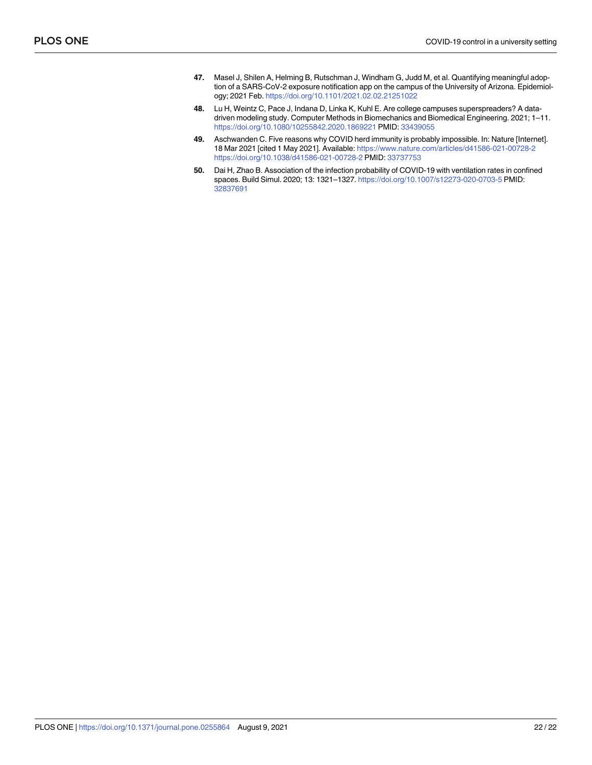47. Masel J, Shilen A, Helming B, Rutschman J, Windham G, Judd M, et al. Quantifying meaningful adoption of a SARS-CoV-2 exposure notification app on the campus of the University of Arizona. Epidemiology; 2021 Feb. https://doi.org/10.1101/2021.02.02.21251022

48. Lu H, Weintz C, Pace J, Indana D, Linka K, Kuhl E. Are college campuses superspreaders? A data-driven modeling study. Computer Methods in Biomechanics and Biomedical Engineering. 2021; 1–11. https://doi.org/10.1080/10255842.2020.1869221 PMID: 33439055

49. Aschwanden C. Five reasons why COVID herd immunity is probably impossible. In: Nature [Internet]. 18 Mar 2021 [cited 1 May 2021]. Available: https://www.nature.com/articles/d41586-021-00728-2 https://doi.org/10.1038/d41586-021-00728-2 PMID: 33737753

50. Dai H, Zhao B. Association of the infection probability of COVID-19 with ventilation rates in confined spaces. Build Simul. 2020; 13: 1321–1327. https://doi.org/10.1007/s12273-020-0703-5 PMID: 32837691